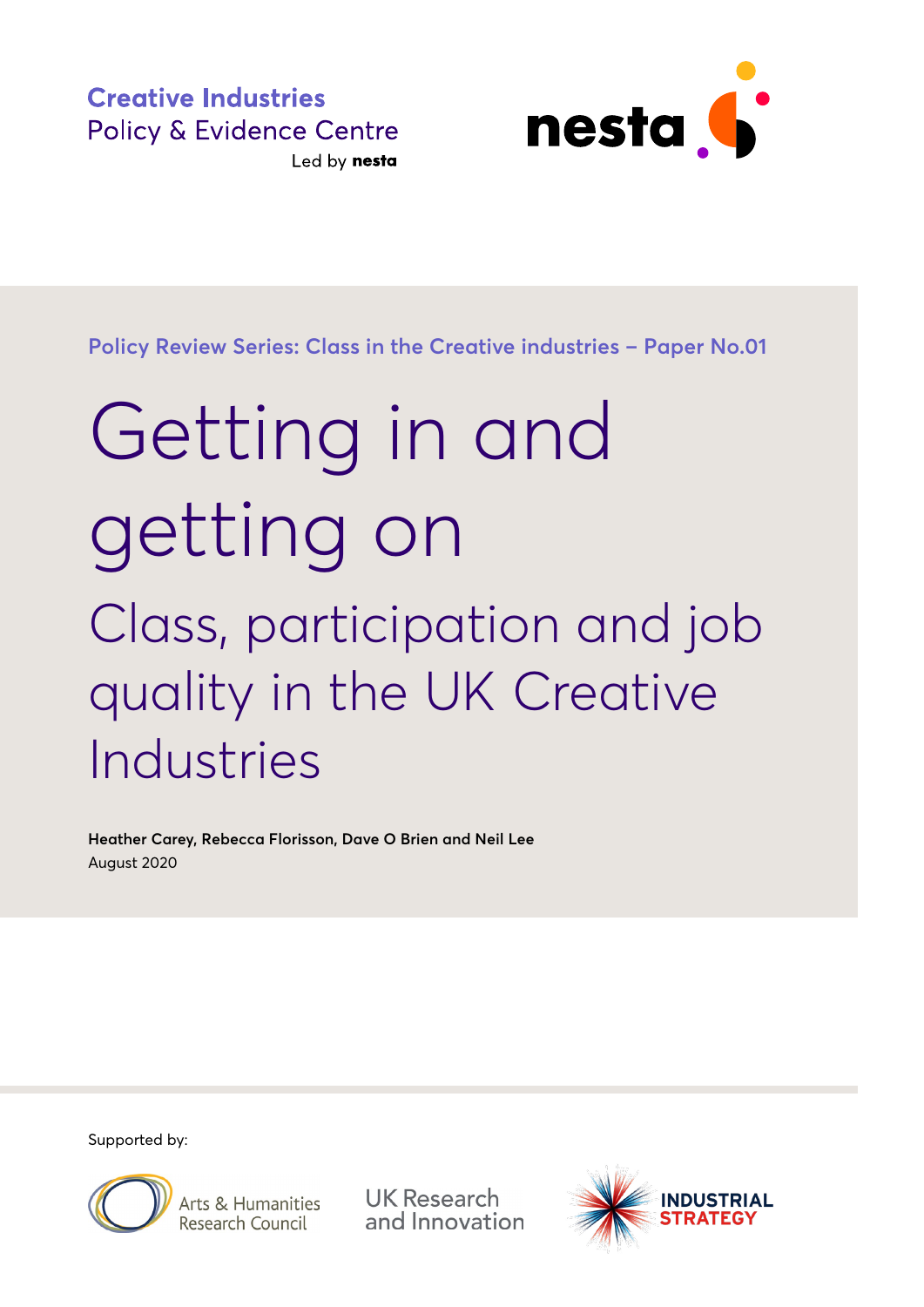Creative Industries
Policy & Evidence Centre
Led by nesta

nesta

Policy Review Series: Class in the Creative industries – Paper No.01

# Getting in and getting on

## Class, participation and job quality in the UK Creative Industries

**Heather Carey, Rebecca Florisson, Dave O Brien and Neil Lee**
August 2020

Supported by:

Arts & Humanities Research Council

UK Research and Innovation

INDUSTRIAL STRATEGY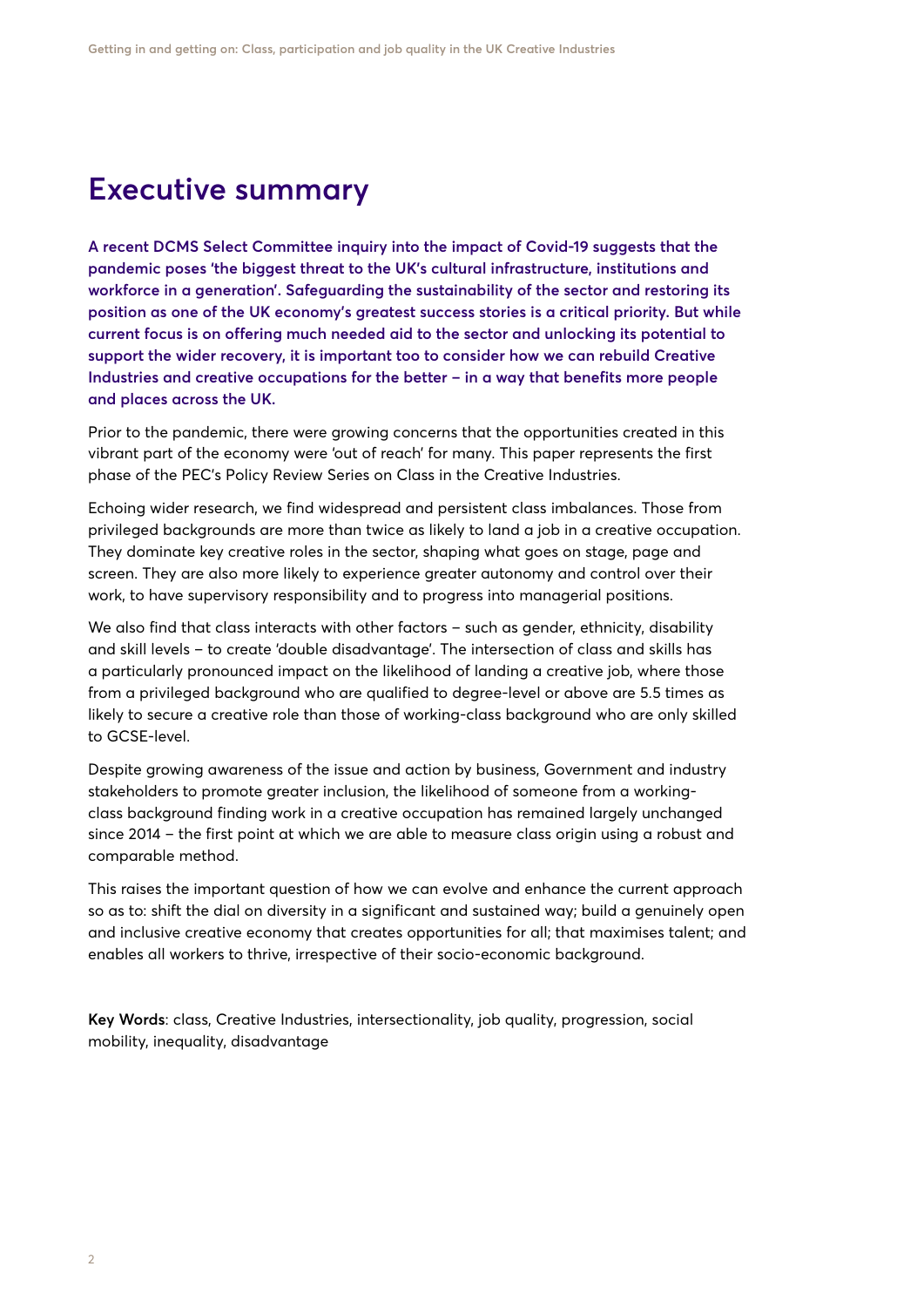# Executive summary

**A recent DCMS Select Committee inquiry into the impact of Covid-19 suggests that the pandemic poses 'the biggest threat to the UK's cultural infrastructure, institutions and workforce in a generation'. Safeguarding the sustainability of the sector and restoring its position as one of the UK economy's greatest success stories is a critical priority. But while current focus is on offering much needed aid to the sector and unlocking its potential to support the wider recovery, it is important too to consider how we can rebuild Creative Industries and creative occupations for the better – in a way that benefits more people and places across the UK.**

Prior to the pandemic, there were growing concerns that the opportunities created in this vibrant part of the economy were 'out of reach' for many. This paper represents the first phase of the PEC's Policy Review Series on Class in the Creative Industries.

Echoing wider research, we find widespread and persistent class imbalances. Those from privileged backgrounds are more than twice as likely to land a job in a creative occupation. They dominate key creative roles in the sector, shaping what goes on stage, page and screen. They are also more likely to experience greater autonomy and control over their work, to have supervisory responsibility and to progress into managerial positions.

We also find that class interacts with other factors – such as gender, ethnicity, disability and skill levels – to create 'double disadvantage'. The intersection of class and skills has a particularly pronounced impact on the likelihood of landing a creative job, where those from a privileged background who are qualified to degree-level or above are 5.5 times as likely to secure a creative role than those of working-class background who are only skilled to GCSE-level.

Despite growing awareness of the issue and action by business, Government and industry stakeholders to promote greater inclusion, the likelihood of someone from a working-class background finding work in a creative occupation has remained largely unchanged since 2014 – the first point at which we are able to measure class origin using a robust and comparable method.

This raises the important question of how we can evolve and enhance the current approach so as to: shift the dial on diversity in a significant and sustained way; build a genuinely open and inclusive creative economy that creates opportunities for all; that maximises talent; and enables all workers to thrive, irrespective of their socio-economic background.

**Key Words**: class, Creative Industries, intersectionality, job quality, progression, social mobility, inequality, disadvantage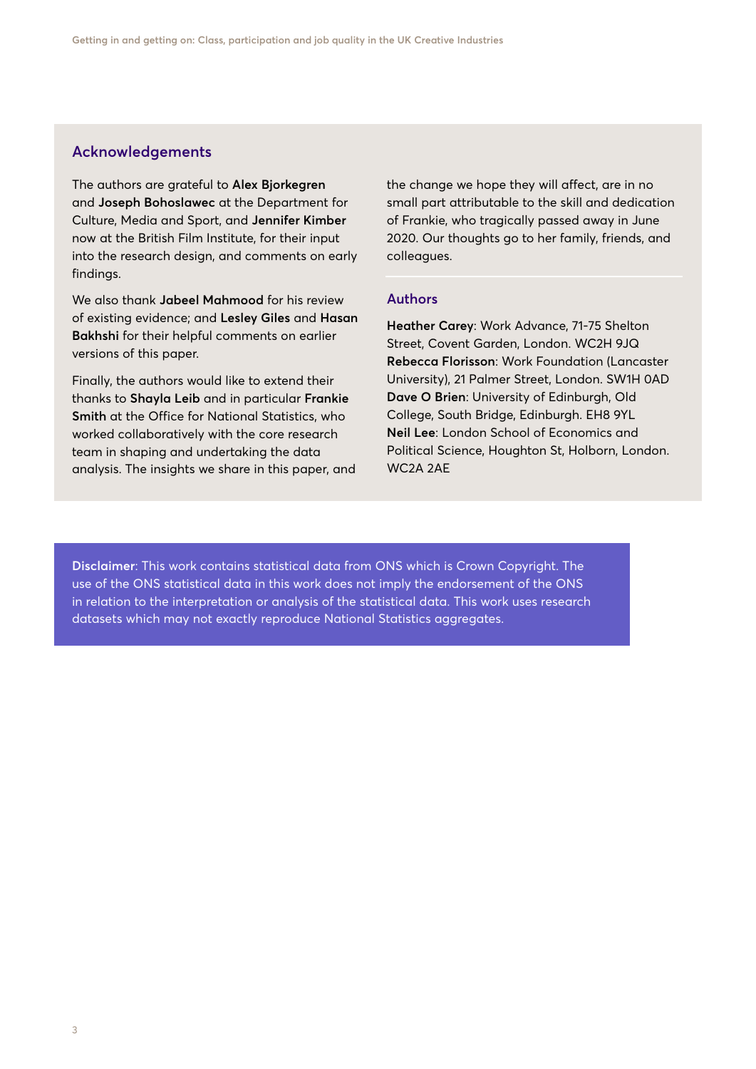## Acknowledgements

The authors are grateful to **Alex Bjorkegren** and **Joseph Bohoslawec** at the Department for Culture, Media and Sport, and **Jennifer Kimber** now at the British Film Institute, for their input into the research design, and comments on early findings.

We also thank **Jabeel Mahmood** for his review of existing evidence; and **Lesley Giles** and **Hasan Bakhshi** for their helpful comments on earlier versions of this paper.

Finally, the authors would like to extend their thanks to **Shayla Leib** and in particular **Frankie Smith** at the Office for National Statistics, who worked collaboratively with the core research team in shaping and undertaking the data analysis. The insights we share in this paper, and the change we hope they will affect, are in no small part attributable to the skill and dedication of Frankie, who tragically passed away in June 2020. Our thoughts go to her family, friends, and colleagues.

## Authors

**Heather Carey**: Work Advance, 71-75 Shelton Street, Covent Garden, London. WC2H 9JQ
**Rebecca Florisson**: Work Foundation (Lancaster University), 21 Palmer Street, London. SW1H 0AD
**Dave O Brien**: University of Edinburgh, Old College, South Bridge, Edinburgh. EH8 9YL
**Neil Lee**: London School of Economics and Political Science, Houghton St, Holborn, London. WC2A 2AE

**Disclaimer**: This work contains statistical data from ONS which is Crown Copyright. The use of the ONS statistical data in this work does not imply the endorsement of the ONS in relation to the interpretation or analysis of the statistical data. This work uses research datasets which may not exactly reproduce National Statistics aggregates.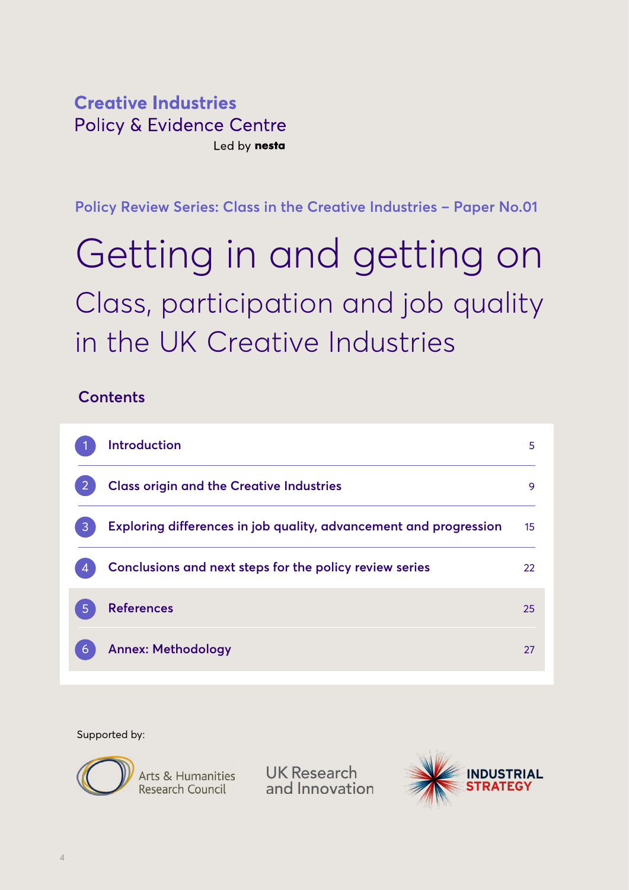**Creative Industries**
Policy & Evidence Centre
Led by **nesta**

Policy Review Series: Class in the Creative Industries – Paper No.01

# Getting in and getting on

## Class, participation and job quality in the UK Creative Industries

### Contents

| | | |
|---|---|---|
| 1 | Introduction | 5 |
| 2 | Class origin and the Creative Industries | 9 |
| 3 | Exploring differences in job quality, advancement and progression | 15 |
| 4 | Conclusions and next steps for the policy review series | 22 |
| 5 | References | 25 |
| 6 | Annex: Methodology | 27 |

Supported by:

Arts & Humanities Research Council

UK Research and Innovation

INDUSTRIAL STRATEGY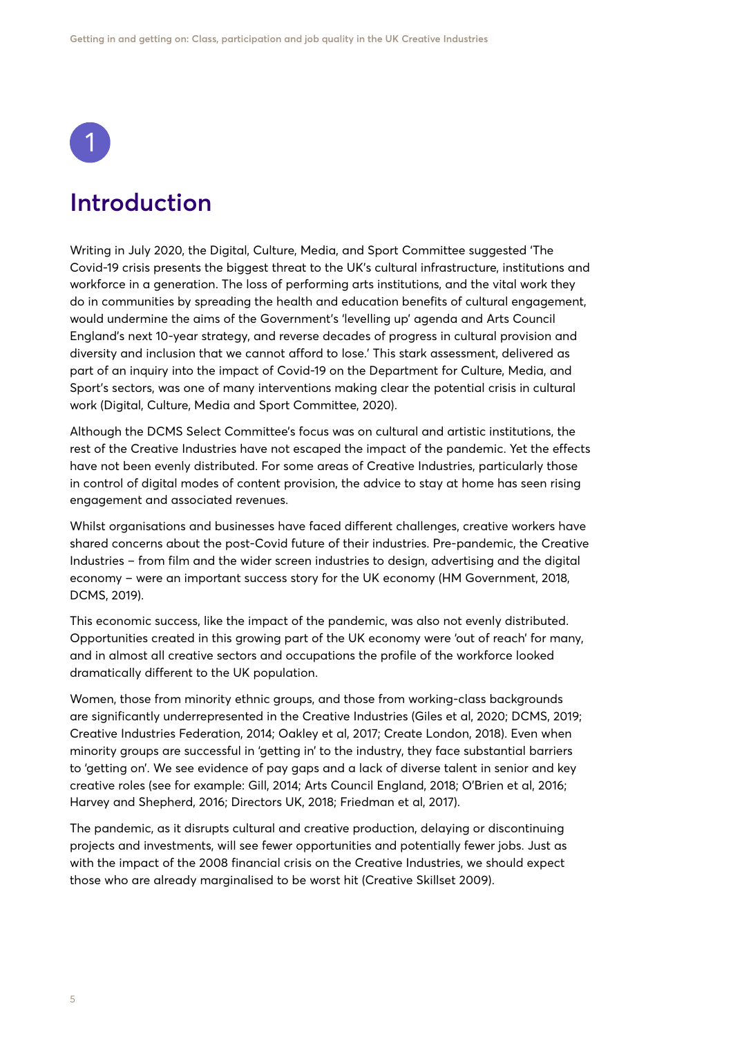# 1 Introduction

Writing in July 2020, the Digital, Culture, Media, and Sport Committee suggested 'The Covid-19 crisis presents the biggest threat to the UK's cultural infrastructure, institutions and workforce in a generation. The loss of performing arts institutions, and the vital work they do in communities by spreading the health and education benefits of cultural engagement, would undermine the aims of the Government's 'levelling up' agenda and Arts Council England's next 10-year strategy, and reverse decades of progress in cultural provision and diversity and inclusion that we cannot afford to lose.' This stark assessment, delivered as part of an inquiry into the impact of Covid-19 on the Department for Culture, Media, and Sport's sectors, was one of many interventions making clear the potential crisis in cultural work (Digital, Culture, Media and Sport Committee, 2020).

Although the DCMS Select Committee's focus was on cultural and artistic institutions, the rest of the Creative Industries have not escaped the impact of the pandemic. Yet the effects have not been evenly distributed. For some areas of Creative Industries, particularly those in control of digital modes of content provision, the advice to stay at home has seen rising engagement and associated revenues.

Whilst organisations and businesses have faced different challenges, creative workers have shared concerns about the post-Covid future of their industries. Pre-pandemic, the Creative Industries – from film and the wider screen industries to design, advertising and the digital economy – were an important success story for the UK economy (HM Government, 2018, DCMS, 2019).

This economic success, like the impact of the pandemic, was also not evenly distributed. Opportunities created in this growing part of the UK economy were 'out of reach' for many, and in almost all creative sectors and occupations the profile of the workforce looked dramatically different to the UK population.

Women, those from minority ethnic groups, and those from working-class backgrounds are significantly underrepresented in the Creative Industries (Giles et al, 2020; DCMS, 2019; Creative Industries Federation, 2014; Oakley et al, 2017; Create London, 2018). Even when minority groups are successful in 'getting in' to the industry, they face substantial barriers to 'getting on'. We see evidence of pay gaps and a lack of diverse talent in senior and key creative roles (see for example: Gill, 2014; Arts Council England, 2018; O'Brien et al, 2016; Harvey and Shepherd, 2016; Directors UK, 2018; Friedman et al, 2017).

The pandemic, as it disrupts cultural and creative production, delaying or discontinuing projects and investments, will see fewer opportunities and potentially fewer jobs. Just as with the impact of the 2008 financial crisis on the Creative Industries, we should expect those who are already marginalised to be worst hit (Creative Skillset 2009).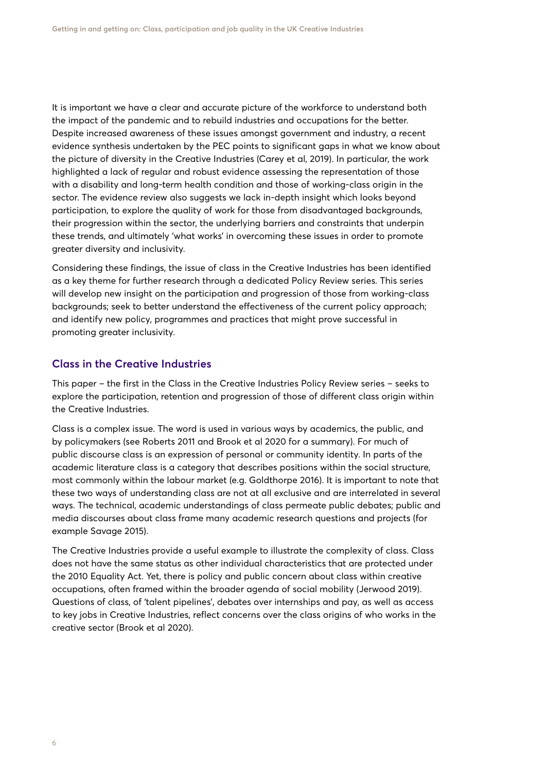It is important we have a clear and accurate picture of the workforce to understand both the impact of the pandemic and to rebuild industries and occupations for the better. Despite increased awareness of these issues amongst government and industry, a recent evidence synthesis undertaken by the PEC points to significant gaps in what we know about the picture of diversity in the Creative Industries (Carey et al, 2019). In particular, the work highlighted a lack of regular and robust evidence assessing the representation of those with a disability and long-term health condition and those of working-class origin in the sector. The evidence review also suggests we lack in-depth insight which looks beyond participation, to explore the quality of work for those from disadvantaged backgrounds, their progression within the sector, the underlying barriers and constraints that underpin these trends, and ultimately 'what works' in overcoming these issues in order to promote greater diversity and inclusivity.

Considering these findings, the issue of class in the Creative Industries has been identified as a key theme for further research through a dedicated Policy Review series. This series will develop new insight on the participation and progression of those from working-class backgrounds; seek to better understand the effectiveness of the current policy approach; and identify new policy, programmes and practices that might prove successful in promoting greater inclusivity.

## Class in the Creative Industries

This paper – the first in the Class in the Creative Industries Policy Review series – seeks to explore the participation, retention and progression of those of different class origin within the Creative Industries.

Class is a complex issue. The word is used in various ways by academics, the public, and by policymakers (see Roberts 2011 and Brook et al 2020 for a summary). For much of public discourse class is an expression of personal or community identity. In parts of the academic literature class is a category that describes positions within the social structure, most commonly within the labour market (e.g. Goldthorpe 2016). It is important to note that these two ways of understanding class are not at all exclusive and are interrelated in several ways. The technical, academic understandings of class permeate public debates; public and media discourses about class frame many academic research questions and projects (for example Savage 2015).

The Creative Industries provide a useful example to illustrate the complexity of class. Class does not have the same status as other individual characteristics that are protected under the 2010 Equality Act. Yet, there is policy and public concern about class within creative occupations, often framed within the broader agenda of social mobility (Jerwood 2019). Questions of class, of 'talent pipelines', debates over internships and pay, as well as access to key jobs in Creative Industries, reflect concerns over the class origins of who works in the creative sector (Brook et al 2020).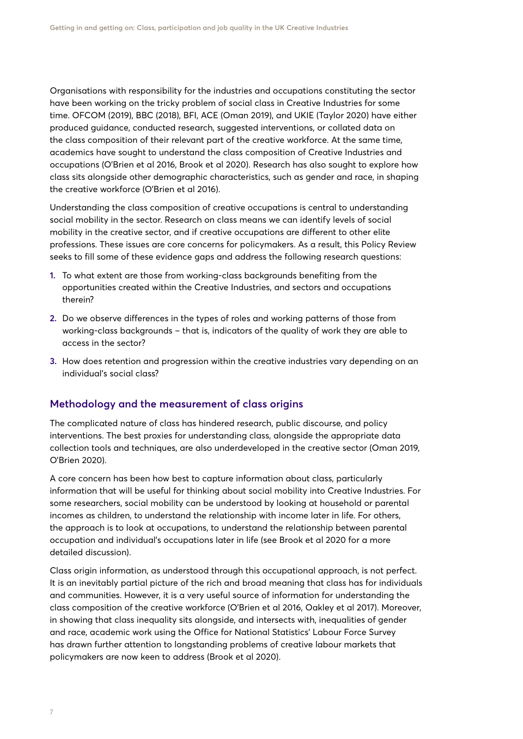Organisations with responsibility for the industries and occupations constituting the sector have been working on the tricky problem of social class in Creative Industries for some time. OFCOM (2019), BBC (2018), BFI, ACE (Oman 2019), and UKIE (Taylor 2020) have either produced guidance, conducted research, suggested interventions, or collated data on the class composition of their relevant part of the creative workforce. At the same time, academics have sought to understand the class composition of Creative Industries and occupations (O'Brien et al 2016, Brook et al 2020). Research has also sought to explore how class sits alongside other demographic characteristics, such as gender and race, in shaping the creative workforce (O'Brien et al 2016).

Understanding the class composition of creative occupations is central to understanding social mobility in the sector. Research on class means we can identify levels of social mobility in the creative sector, and if creative occupations are different to other elite professions. These issues are core concerns for policymakers. As a result, this Policy Review seeks to fill some of these evidence gaps and address the following research questions:

1. To what extent are those from working-class backgrounds benefiting from the opportunities created within the Creative Industries, and sectors and occupations therein?
2. Do we observe differences in the types of roles and working patterns of those from working-class backgrounds – that is, indicators of the quality of work they are able to access in the sector?
3. How does retention and progression within the creative industries vary depending on an individual's social class?

## Methodology and the measurement of class origins

The complicated nature of class has hindered research, public discourse, and policy interventions. The best proxies for understanding class, alongside the appropriate data collection tools and techniques, are also underdeveloped in the creative sector (Oman 2019, O'Brien 2020).

A core concern has been how best to capture information about class, particularly information that will be useful for thinking about social mobility into Creative Industries. For some researchers, social mobility can be understood by looking at household or parental incomes as children, to understand the relationship with income later in life. For others, the approach is to look at occupations, to understand the relationship between parental occupation and individual's occupations later in life (see Brook et al 2020 for a more detailed discussion).

Class origin information, as understood through this occupational approach, is not perfect. It is an inevitably partial picture of the rich and broad meaning that class has for individuals and communities. However, it is a very useful source of information for understanding the class composition of the creative workforce (O'Brien et al 2016, Oakley et al 2017). Moreover, in showing that class inequality sits alongside, and intersects with, inequalities of gender and race, academic work using the Office for National Statistics' Labour Force Survey has drawn further attention to longstanding problems of creative labour markets that policymakers are now keen to address (Brook et al 2020).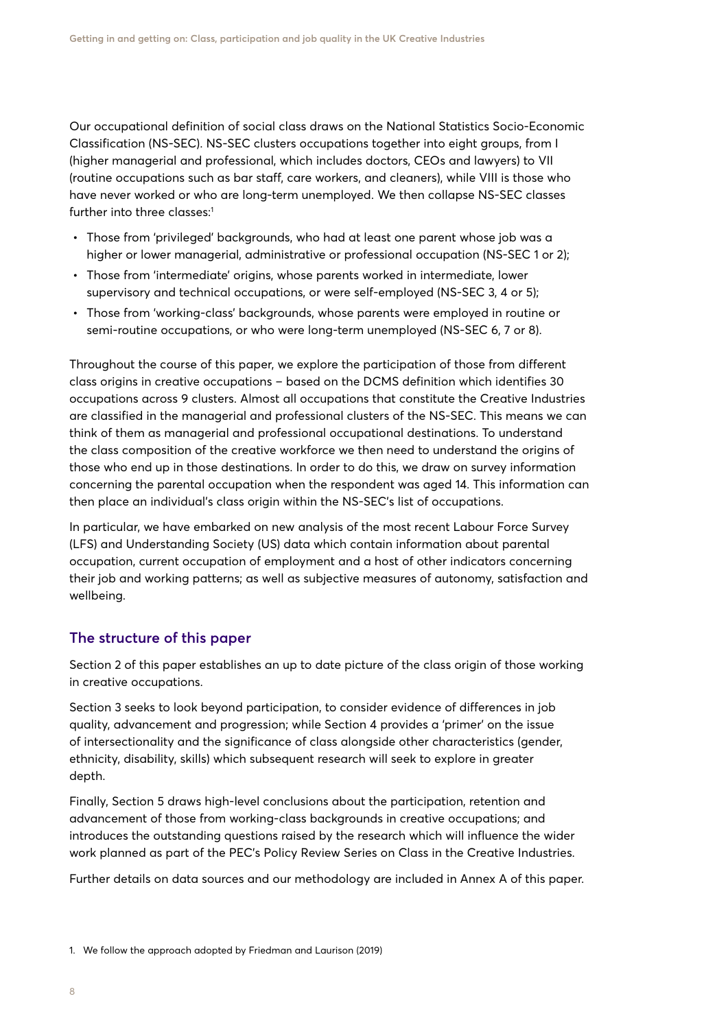Our occupational definition of social class draws on the National Statistics Socio-Economic Classification (NS-SEC). NS-SEC clusters occupations together into eight groups, from I (higher managerial and professional, which includes doctors, CEOs and lawyers) to VII (routine occupations such as bar staff, care workers, and cleaners), while VIII is those who have never worked or who are long-term unemployed. We then collapse NS-SEC classes further into three classes:[1]

- Those from 'privileged' backgrounds, who had at least one parent whose job was a higher or lower managerial, administrative or professional occupation (NS-SEC 1 or 2);
- Those from 'intermediate' origins, whose parents worked in intermediate, lower supervisory and technical occupations, or were self-employed (NS-SEC 3, 4 or 5);
- Those from 'working-class' backgrounds, whose parents were employed in routine or semi-routine occupations, or who were long-term unemployed (NS-SEC 6, 7 or 8).

Throughout the course of this paper, we explore the participation of those from different class origins in creative occupations – based on the DCMS definition which identifies 30 occupations across 9 clusters. Almost all occupations that constitute the Creative Industries are classified in the managerial and professional clusters of the NS-SEC. This means we can think of them as managerial and professional occupational destinations. To understand the class composition of the creative workforce we then need to understand the origins of those who end up in those destinations. In order to do this, we draw on survey information concerning the parental occupation when the respondent was aged 14. This information can then place an individual's class origin within the NS-SEC's list of occupations.

In particular, we have embarked on new analysis of the most recent Labour Force Survey (LFS) and Understanding Society (US) data which contain information about parental occupation, current occupation of employment and a host of other indicators concerning their job and working patterns; as well as subjective measures of autonomy, satisfaction and wellbeing.

## The structure of this paper

Section 2 of this paper establishes an up to date picture of the class origin of those working in creative occupations.

Section 3 seeks to look beyond participation, to consider evidence of differences in job quality, advancement and progression; while Section 4 provides a 'primer' on the issue of intersectionality and the significance of class alongside other characteristics (gender, ethnicity, disability, skills) which subsequent research will seek to explore in greater depth.

Finally, Section 5 draws high-level conclusions about the participation, retention and advancement of those from working-class backgrounds in creative occupations; and introduces the outstanding questions raised by the research which will influence the wider work planned as part of the PEC's Policy Review Series on Class in the Creative Industries.

Further details on data sources and our methodology are included in Annex A of this paper.

1. We follow the approach adopted by Friedman and Laurison (2019)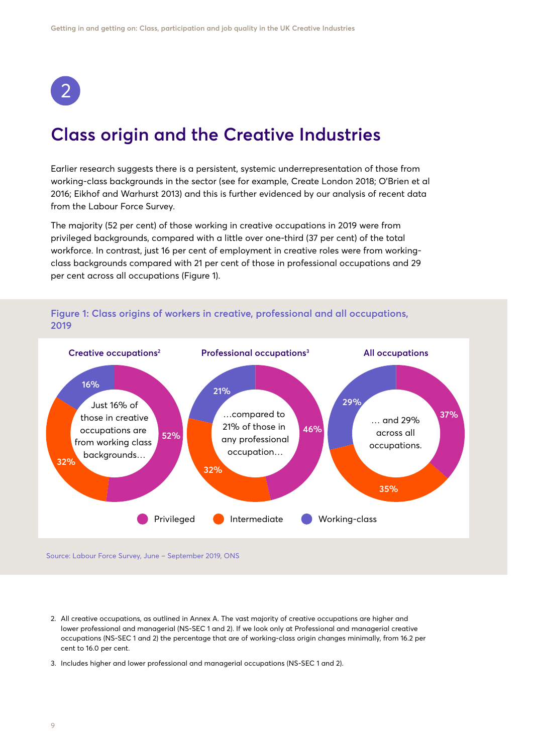## 2

# Class origin and the Creative Industries

Earlier research suggests there is a persistent, systemic underrepresentation of those from working-class backgrounds in the sector (see for example, Create London 2018; O'Brien et al 2016; Eikhof and Warhurst 2013) and this is further evidenced by our analysis of recent data from the Labour Force Survey.

The majority (52 per cent) of those working in creative occupations in 2019 were from privileged backgrounds, compared with a little over one-third (37 per cent) of the total workforce. In contrast, just 16 per cent of employment in creative roles were from working-class backgrounds compared with 21 per cent of those in professional occupations and 29 per cent across all occupations (Figure 1).

**Figure 1: Class origins of workers in creative, professional and all occupations, 2019**

| | Creative occupations[2] | Professional occupations[3] | All occupations |
|---|---|---|---|
| Privileged | 52% | 46% | 37% |
| Intermediate | 32% | 32% | 35% |
| Working-class | 16% | 21% | 29% |

Just 16% of those in creative occupations are from working class backgrounds… …compared to 21% of those in any professional occupation… … and 29% across all occupations.

Source: Labour Force Survey, June – September 2019, ONS

2. All creative occupations, as outlined in Annex A. The vast majority of creative occupations are higher and lower professional and managerial (NS-SEC 1 and 2). If we look only at Professional and managerial creative occupations (NS-SEC 1 and 2) the percentage that are of working-class origin changes minimally, from 16.2 per cent to 16.0 per cent.

3. Includes higher and lower professional and managerial occupations (NS-SEC 1 and 2).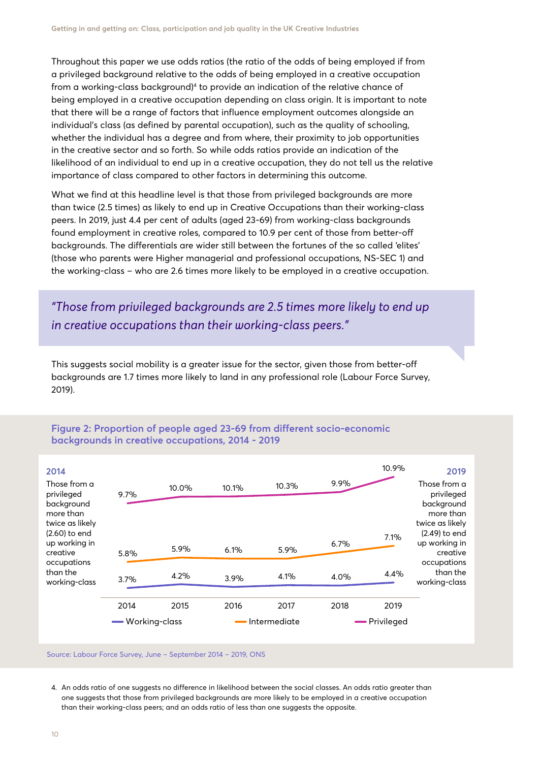Throughout this paper we use odds ratios (the ratio of the odds of being employed if from a privileged background relative to the odds of being employed in a creative occupation from a working-class background)[4] to provide an indication of the relative chance of being employed in a creative occupation depending on class origin. It is important to note that there will be a range of factors that influence employment outcomes alongside an individual's class (as defined by parental occupation), such as the quality of schooling, whether the individual has a degree and from where, their proximity to job opportunities in the creative sector and so forth. So while odds ratios provide an indication of the likelihood of an individual to end up in a creative occupation, they do not tell us the relative importance of class compared to other factors in determining this outcome.

What we find at this headline level is that those from privileged backgrounds are more than twice (2.5 times) as likely to end up in Creative Occupations than their working-class peers. In 2019, just 4.4 per cent of adults (aged 23-69) from working-class backgrounds found employment in creative roles, compared to 10.9 per cent of those from better-off backgrounds. The differentials are wider still between the fortunes of the so called 'elites' (those who parents were Higher managerial and professional occupations, NS-SEC 1) and the working-class – who are 2.6 times more likely to be employed in a creative occupation.

> *"Those from privileged backgrounds are 2.5 times more likely to end up in creative occupations than their working-class peers."*

This suggests social mobility is a greater issue for the sector, given those from better-off backgrounds are 1.7 times more likely to land in any professional role (Labour Force Survey, 2019).

### Figure 2: Proportion of people aged 23-69 from different socio-economic backgrounds in creative occupations, 2014 - 2019

**2014**
Those from a privileged background more than twice as likely (2.60) to end up working in creative occupations than the working-class

**2019**
Those from a privileged background more than twice as likely (2.49) to end up working in creative occupations than the working-class

| | 2014 | 2015 | 2016 | 2017 | 2018 | 2019 |
|---|---|---|---|---|---|---|
| Working-class | 3.7% | 4.2% | 3.9% | 4.1% | 4.0% | 4.4% |
| Intermediate | 5.8% | 5.9% | 6.1% | 5.9% | 6.7% | 7.1% |
| Privileged | 9.7% | 10.0% | 10.1% | 10.3% | 9.9% | 10.9% |

Source: Labour Force Survey, June – September 2014 – 2019, ONS

4. An odds ratio of one suggests no difference in likelihood between the social classes. An odds ratio greater than one suggests that those from privileged backgrounds are more likely to be employed in a creative occupation than their working-class peers; and an odds ratio of less than one suggests the opposite.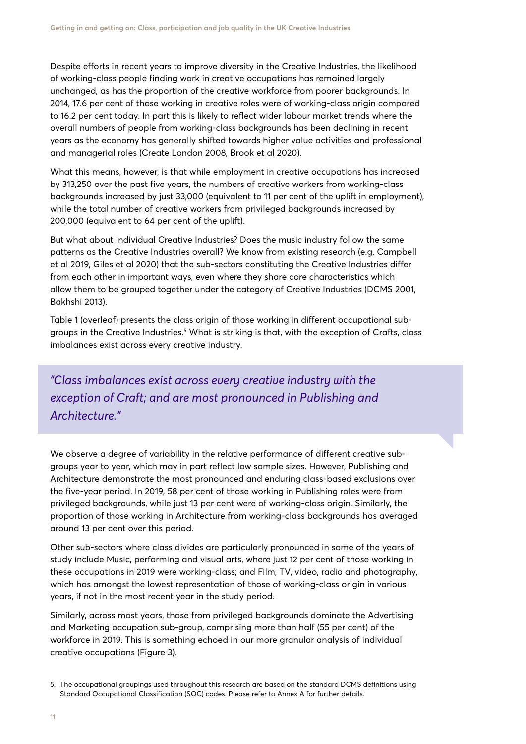Despite efforts in recent years to improve diversity in the Creative Industries, the likelihood of working-class people finding work in creative occupations has remained largely unchanged, as has the proportion of the creative workforce from poorer backgrounds. In 2014, 17.6 per cent of those working in creative roles were of working-class origin compared to 16.2 per cent today. In part this is likely to reflect wider labour market trends where the overall numbers of people from working-class backgrounds has been declining in recent years as the economy has generally shifted towards higher value activities and professional and managerial roles (Create London 2008, Brook et al 2020).

What this means, however, is that while employment in creative occupations has increased by 313,250 over the past five years, the numbers of creative workers from working-class backgrounds increased by just 33,000 (equivalent to 11 per cent of the uplift in employment), while the total number of creative workers from privileged backgrounds increased by 200,000 (equivalent to 64 per cent of the uplift).

But what about individual Creative Industries? Does the music industry follow the same patterns as the Creative Industries overall? We know from existing research (e.g. Campbell et al 2019, Giles et al 2020) that the sub-sectors constituting the Creative Industries differ from each other in important ways, even where they share core characteristics which allow them to be grouped together under the category of Creative Industries (DCMS 2001, Bakhshi 2013).

Table 1 (overleaf) presents the class origin of those working in different occupational sub-groups in the Creative Industries.[5] What is striking is that, with the exception of Crafts, class imbalances exist across every creative industry.

> *"Class imbalances exist across every creative industry with the exception of Craft; and are most pronounced in Publishing and Architecture."*

We observe a degree of variability in the relative performance of different creative sub-groups year to year, which may in part reflect low sample sizes. However, Publishing and Architecture demonstrate the most pronounced and enduring class-based exclusions over the five-year period. In 2019, 58 per cent of those working in Publishing roles were from privileged backgrounds, while just 13 per cent were of working-class origin. Similarly, the proportion of those working in Architecture from working-class backgrounds has averaged around 13 per cent over this period.

Other sub-sectors where class divides are particularly pronounced in some of the years of study include Music, performing and visual arts, where just 12 per cent of those working in these occupations in 2019 were working-class; and Film, TV, video, radio and photography, which has amongst the lowest representation of those of working-class origin in various years, if not in the most recent year in the study period.

Similarly, across most years, those from privileged backgrounds dominate the Advertising and Marketing occupation sub-group, comprising more than half (55 per cent) of the workforce in 2019. This is something echoed in our more granular analysis of individual creative occupations (Figure 3).

5. The occupational groupings used throughout this research are based on the standard DCMS definitions using Standard Occupational Classification (SOC) codes. Please refer to Annex A for further details.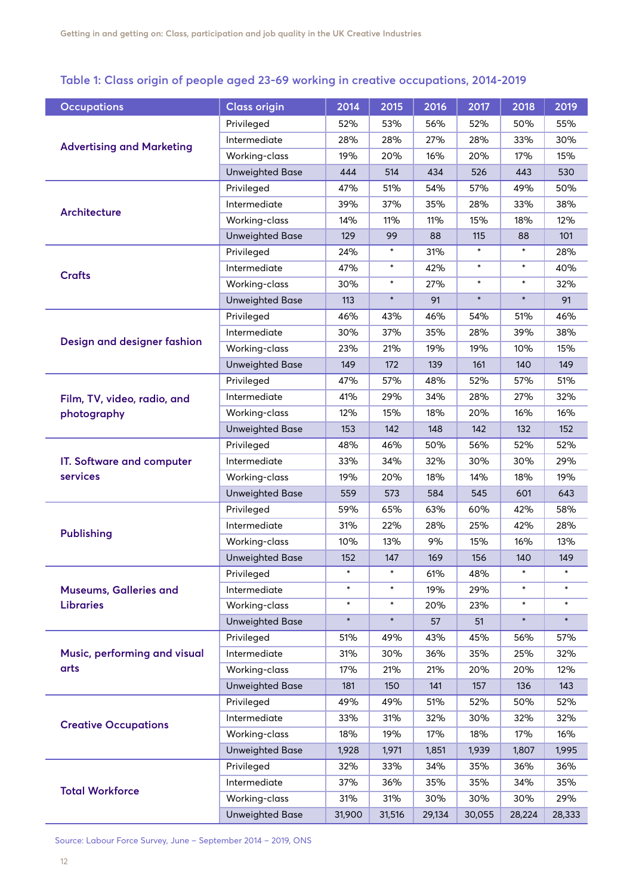### Table 1: Class origin of people aged 23-69 working in creative occupations, 2014-2019

| Occupations | Class origin | 2014 | 2015 | 2016 | 2017 | 2018 | 2019 |
|---|---|---|---|---|---|---|---|
| Advertising and Marketing | Privileged | 52% | 53% | 56% | 52% | 50% | 55% |
| | Intermediate | 28% | 28% | 27% | 28% | 33% | 30% |
| | Working-class | 19% | 20% | 16% | 20% | 17% | 15% |
| | Unweighted Base | 444 | 514 | 434 | 526 | 443 | 530 |
| Architecture | Privileged | 47% | 51% | 54% | 57% | 49% | 50% |
| | Intermediate | 39% | 37% | 35% | 28% | 33% | 38% |
| | Working-class | 14% | 11% | 11% | 15% | 18% | 12% |
| | Unweighted Base | 129 | 99 | 88 | 115 | 88 | 101 |
| Crafts | Privileged | 24% | * | 31% | * | * | 28% |
| | Intermediate | 47% | * | 42% | * | * | 40% |
| | Working-class | 30% | * | 27% | * | * | 32% |
| | Unweighted Base | 113 | * | 91 | * | * | 91 |
| Design and designer fashion | Privileged | 46% | 43% | 46% | 54% | 51% | 46% |
| | Intermediate | 30% | 37% | 35% | 28% | 39% | 38% |
| | Working-class | 23% | 21% | 19% | 19% | 10% | 15% |
| | Unweighted Base | 149 | 172 | 139 | 161 | 140 | 149 |
| Film, TV, video, radio, and photography | Privileged | 47% | 57% | 48% | 52% | 57% | 51% |
| | Intermediate | 41% | 29% | 34% | 28% | 27% | 32% |
| | Working-class | 12% | 15% | 18% | 20% | 16% | 16% |
| | Unweighted Base | 153 | 142 | 148 | 142 | 132 | 152 |
| IT. Software and computer services | Privileged | 48% | 46% | 50% | 56% | 52% | 52% |
| | Intermediate | 33% | 34% | 32% | 30% | 30% | 29% |
| | Working-class | 19% | 20% | 18% | 14% | 18% | 19% |
| | Unweighted Base | 559 | 573 | 584 | 545 | 601 | 643 |
| Publishing | Privileged | 59% | 65% | 63% | 60% | 42% | 58% |
| | Intermediate | 31% | 22% | 28% | 25% | 42% | 28% |
| | Working-class | 10% | 13% | 9% | 15% | 16% | 13% |
| | Unweighted Base | 152 | 147 | 169 | 156 | 140 | 149 |
| Museums, Galleries and Libraries | Privileged | * | * | 61% | 48% | * | * |
| | Intermediate | * | * | 19% | 29% | * | * |
| | Working-class | * | * | 20% | 23% | * | * |
| | Unweighted Base | * | * | 57 | 51 | * | * |
| Music, performing and visual arts | Privileged | 51% | 49% | 43% | 45% | 56% | 57% |
| | Intermediate | 31% | 30% | 36% | 35% | 25% | 32% |
| | Working-class | 17% | 21% | 21% | 20% | 20% | 12% |
| | Unweighted Base | 181 | 150 | 141 | 157 | 136 | 143 |
| Creative Occupations | Privileged | 49% | 49% | 51% | 52% | 50% | 52% |
| | Intermediate | 33% | 31% | 32% | 30% | 32% | 32% |
| | Working-class | 18% | 19% | 17% | 18% | 17% | 16% |
| | Unweighted Base | 1,928 | 1,971 | 1,851 | 1,939 | 1,807 | 1,995 |
| Total Workforce | Privileged | 32% | 33% | 34% | 35% | 36% | 36% |
| | Intermediate | 37% | 36% | 35% | 35% | 34% | 35% |
| | Working-class | 31% | 31% | 30% | 30% | 30% | 29% |
| | Unweighted Base | 31,900 | 31,516 | 29,134 | 30,055 | 28,224 | 28,333 |

Source: Labour Force Survey, June – September 2014 – 2019, ONS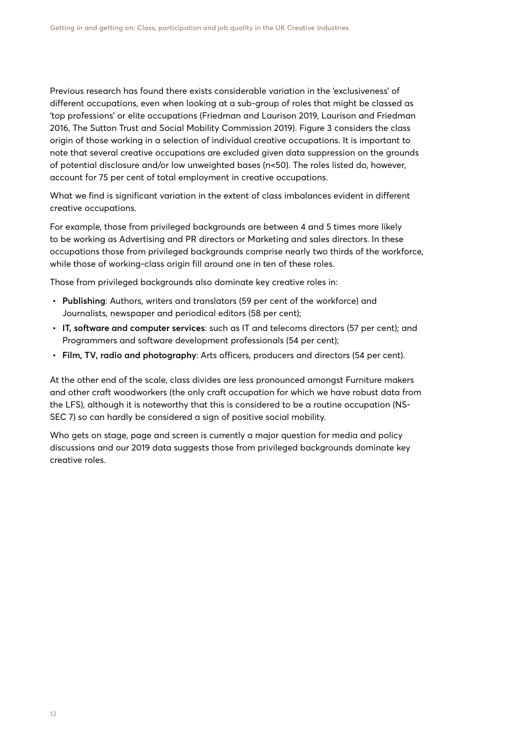Previous research has found there exists considerable variation in the 'exclusiveness' of different occupations, even when looking at a sub-group of roles that might be classed as 'top professions' or elite occupations (Friedman and Laurison 2019, Laurison and Friedman 2016, The Sutton Trust and Social Mobility Commission 2019). Figure 3 considers the class origin of those working in a selection of individual creative occupations. It is important to note that several creative occupations are excluded given data suppression on the grounds of potential disclosure and/or low unweighted bases (n<50). The roles listed do, however, account for 75 per cent of total employment in creative occupations.

What we find is significant variation in the extent of class imbalances evident in different creative occupations.

For example, those from privileged backgrounds are between 4 and 5 times more likely to be working as Advertising and PR directors or Marketing and sales directors. In these occupations those from privileged backgrounds comprise nearly two thirds of the workforce, while those of working-class origin fill around one in ten of these roles.

Those from privileged backgrounds also dominate key creative roles in:

- **Publishing**: Authors, writers and translators (59 per cent of the workforce) and Journalists, newspaper and periodical editors (58 per cent);
- **IT, software and computer services**: such as IT and telecoms directors (57 per cent); and Programmers and software development professionals (54 per cent);
- **Film, TV, radio and photography**: Arts officers, producers and directors (54 per cent).

At the other end of the scale, class divides are less pronounced amongst Furniture makers and other craft woodworkers (the only craft occupation for which we have robust data from the LFS), although it is noteworthy that this is considered to be a routine occupation (NS-SEC 7) so can hardly be considered a sign of positive social mobility.

Who gets on stage, page and screen is currently a major question for media and policy discussions and our 2019 data suggests those from privileged backgrounds dominate key creative roles.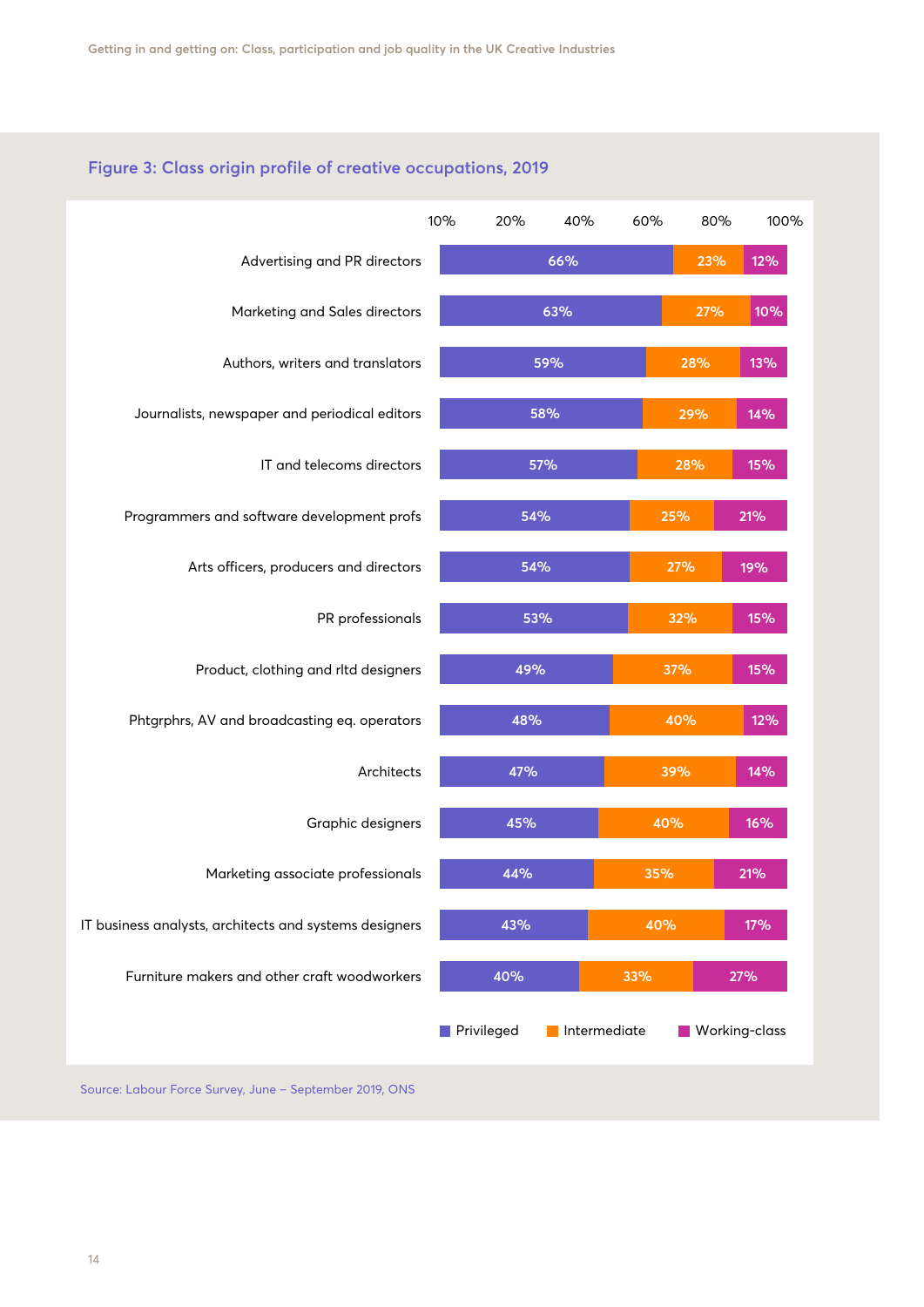### Figure 3: Class origin profile of creative occupations, 2019

| Occupation | Privileged | Intermediate | Working-class |
|---|---|---|---|
| Advertising and PR directors | 66% | 23% | 12% |
| Marketing and Sales directors | 63% | 27% | 10% |
| Authors, writers and translators | 59% | 28% | 13% |
| Journalists, newspaper and periodical editors | 58% | 29% | 14% |
| IT and telecoms directors | 57% | 28% | 15% |
| Programmers and software development profs | 54% | 25% | 21% |
| Arts officers, producers and directors | 54% | 27% | 19% |
| PR professionals | 53% | 32% | 15% |
| Product, clothing and rltd designers | 49% | 37% | 15% |
| Phtgrphrs, AV and broadcasting eq. operators | 48% | 40% | 12% |
| Architects | 47% | 39% | 14% |
| Graphic designers | 45% | 40% | 16% |
| Marketing associate professionals | 44% | 35% | 21% |
| IT business analysts, architects and systems designers | 43% | 40% | 17% |
| Furniture makers and other craft woodworkers | 40% | 33% | 27% |

Source: Labour Force Survey, June – September 2019, ONS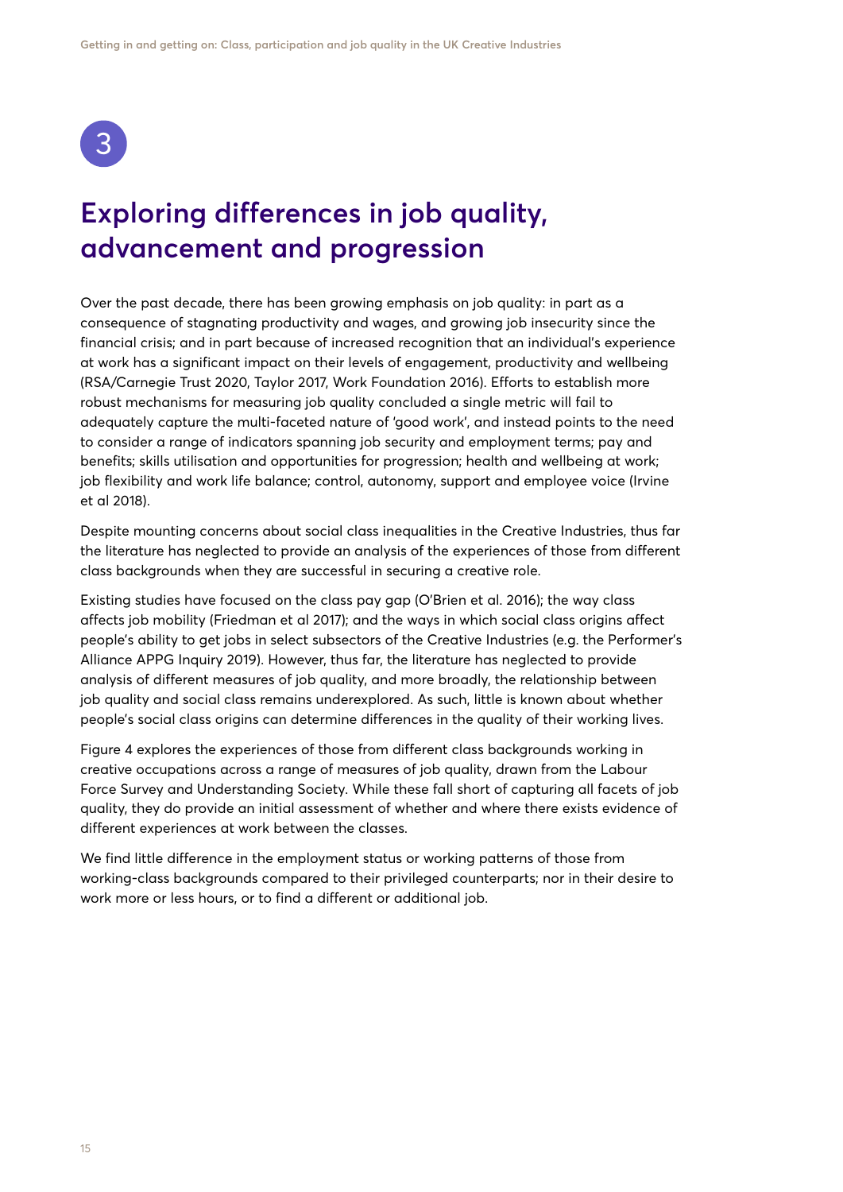3

# Exploring differences in job quality, advancement and progression

Over the past decade, there has been growing emphasis on job quality: in part as a consequence of stagnating productivity and wages, and growing job insecurity since the financial crisis; and in part because of increased recognition that an individual's experience at work has a significant impact on their levels of engagement, productivity and wellbeing (RSA/Carnegie Trust 2020, Taylor 2017, Work Foundation 2016). Efforts to establish more robust mechanisms for measuring job quality concluded a single metric will fail to adequately capture the multi-faceted nature of 'good work', and instead points to the need to consider a range of indicators spanning job security and employment terms; pay and benefits; skills utilisation and opportunities for progression; health and wellbeing at work; job flexibility and work life balance; control, autonomy, support and employee voice (Irvine et al 2018).

Despite mounting concerns about social class inequalities in the Creative Industries, thus far the literature has neglected to provide an analysis of the experiences of those from different class backgrounds when they are successful in securing a creative role.

Existing studies have focused on the class pay gap (O'Brien et al. 2016); the way class affects job mobility (Friedman et al 2017); and the ways in which social class origins affect people's ability to get jobs in select subsectors of the Creative Industries (e.g. the Performer's Alliance APPG Inquiry 2019). However, thus far, the literature has neglected to provide analysis of different measures of job quality, and more broadly, the relationship between job quality and social class remains underexplored. As such, little is known about whether people's social class origins can determine differences in the quality of their working lives.

Figure 4 explores the experiences of those from different class backgrounds working in creative occupations across a range of measures of job quality, drawn from the Labour Force Survey and Understanding Society. While these fall short of capturing all facets of job quality, they do provide an initial assessment of whether and where there exists evidence of different experiences at work between the classes.

We find little difference in the employment status or working patterns of those from working-class backgrounds compared to their privileged counterparts; nor in their desire to work more or less hours, or to find a different or additional job.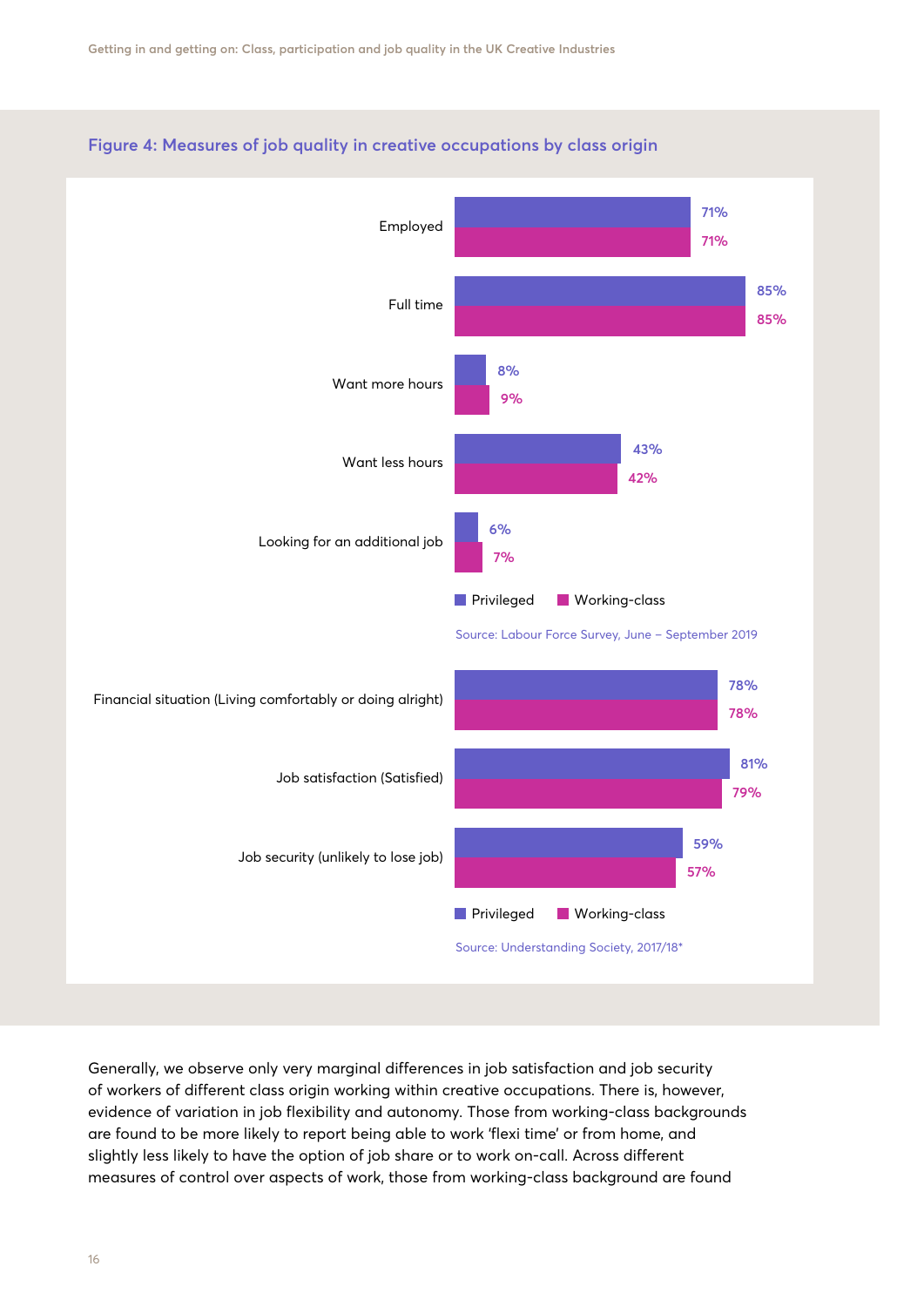### Figure 4: Measures of job quality in creative occupations by class origin

| Measure | Privileged | Working-class |
|---|---|---|
| Employed | 71% | 71% |
| Full time | 85% | 85% |
| Want more hours | 8% | 9% |
| Want less hours | 43% | 42% |
| Looking for an additional job | 6% | 7% |

Source: Labour Force Survey, June – September 2019

| Measure | Privileged | Working-class |
|---|---|---|
| Financial situation (Living comfortably or doing alright) | 78% | 78% |
| Job satisfaction (Satisfied) | 81% | 79% |
| Job security (unlikely to lose job) | 59% | 57% |

Source: Understanding Society, 2017/18*

Generally, we observe only very marginal differences in job satisfaction and job security of workers of different class origin working within creative occupations. There is, however, evidence of variation in job flexibility and autonomy. Those from working-class backgrounds are found to be more likely to report being able to work 'flexi time' or from home, and slightly less likely to have the option of job share or to work on-call. Across different measures of control over aspects of work, those from working-class background are found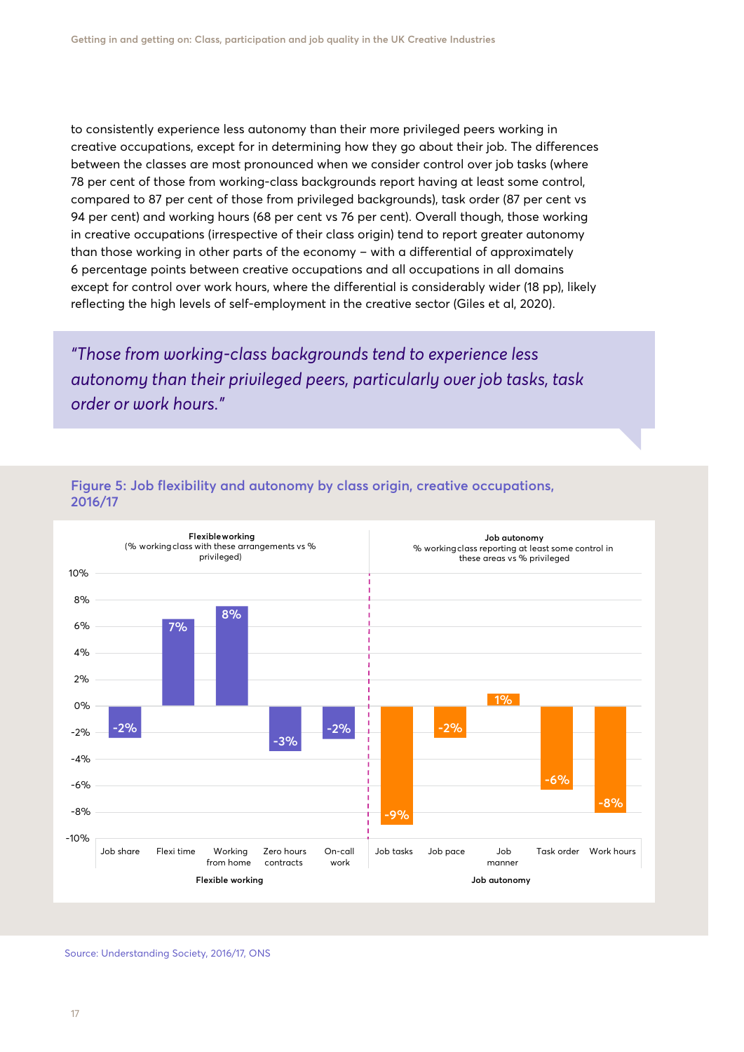to consistently experience less autonomy than their more privileged peers working in creative occupations, except for in determining how they go about their job. The differences between the classes are most pronounced when we consider control over job tasks (where 78 per cent of those from working-class backgrounds report having at least some control, compared to 87 per cent of those from privileged backgrounds), task order (87 per cent vs 94 per cent) and working hours (68 per cent vs 76 per cent). Overall though, those working in creative occupations (irrespective of their class origin) tend to report greater autonomy than those working in other parts of the economy – with a differential of approximately 6 percentage points between creative occupations and all occupations in all domains except for control over work hours, where the differential is considerably wider (18 pp), likely reflecting the high levels of self-employment in the creative sector (Giles et al, 2020).

> *"Those from working-class backgrounds tend to experience less autonomy than their privileged peers, particularly over job tasks, task order or work hours."*

## Figure 5: Job flexibility and autonomy by class origin, creative occupations, 2016/17

**Flexible working** (% working class with these arrangements vs % privileged)

| Flexible working | Difference |
|---|---|
| Job share | -2% |
| Flexi time | 7% |
| Working from home | 8% |
| Zero hours contracts | -3% |
| On-call work | -2% |

**Job autonomy** (% working class reporting at least some control in these areas vs % privileged)

| Job autonomy | Difference |
|---|---|
| Job tasks | -9% |
| Job pace | -2% |
| Job manner | 1% |
| Task order | -6% |
| Work hours | -8% |

Source: Understanding Society, 2016/17, ONS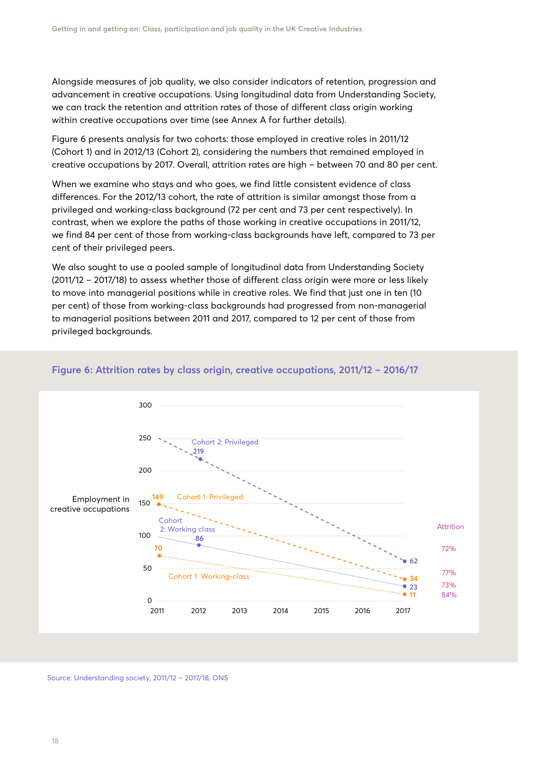Alongside measures of job quality, we also consider indicators of retention, progression and advancement in creative occupations. Using longitudinal data from Understanding Society, we can track the retention and attrition rates of those of different class origin working within creative occupations over time (see Annex A for further details).

Figure 6 presents analysis for two cohorts: those employed in creative roles in 2011/12 (Cohort 1) and in 2012/13 (Cohort 2), considering the numbers that remained employed in creative occupations by 2017. Overall, attrition rates are high – between 70 and 80 per cent.

When we examine who stays and who goes, we find little consistent evidence of class differences. For the 2012/13 cohort, the rate of attrition is similar amongst those from a privileged and working-class background (72 per cent and 73 per cent respectively). In contrast, when we explore the paths of those working in creative occupations in 2011/12, we find 84 per cent of those from working-class backgrounds have left, compared to 73 per cent of their privileged peers.

We also sought to use a pooled sample of longitudinal data from Understanding Society (2011/12 – 2017/18) to assess whether those of different class origin were more or less likely to move into managerial positions while in creative roles. We find that just one in ten (10 per cent) of those from working-class backgrounds had progressed from non-managerial to managerial positions between 2011 and 2017, compared to 12 per cent of those from privileged backgrounds.

**Figure 6: Attrition rates by class origin, creative occupations, 2011/12 – 2016/17**

| Cohort | Start | 2017 | Attrition |
|---|---|---|---|
| Cohort 2: Privileged | 219 (2012) | 62 | 72% |
| Cohort 1: Privileged | 149 (2011) | 34 | 77% |
| Cohort 2: Working class | 86 (2012) | 23 | 73% |
| Cohort 1: Working-class | 70 (2011) | 11 | 84% |

Source: Understanding society, 2011/12 – 2017/18, ONS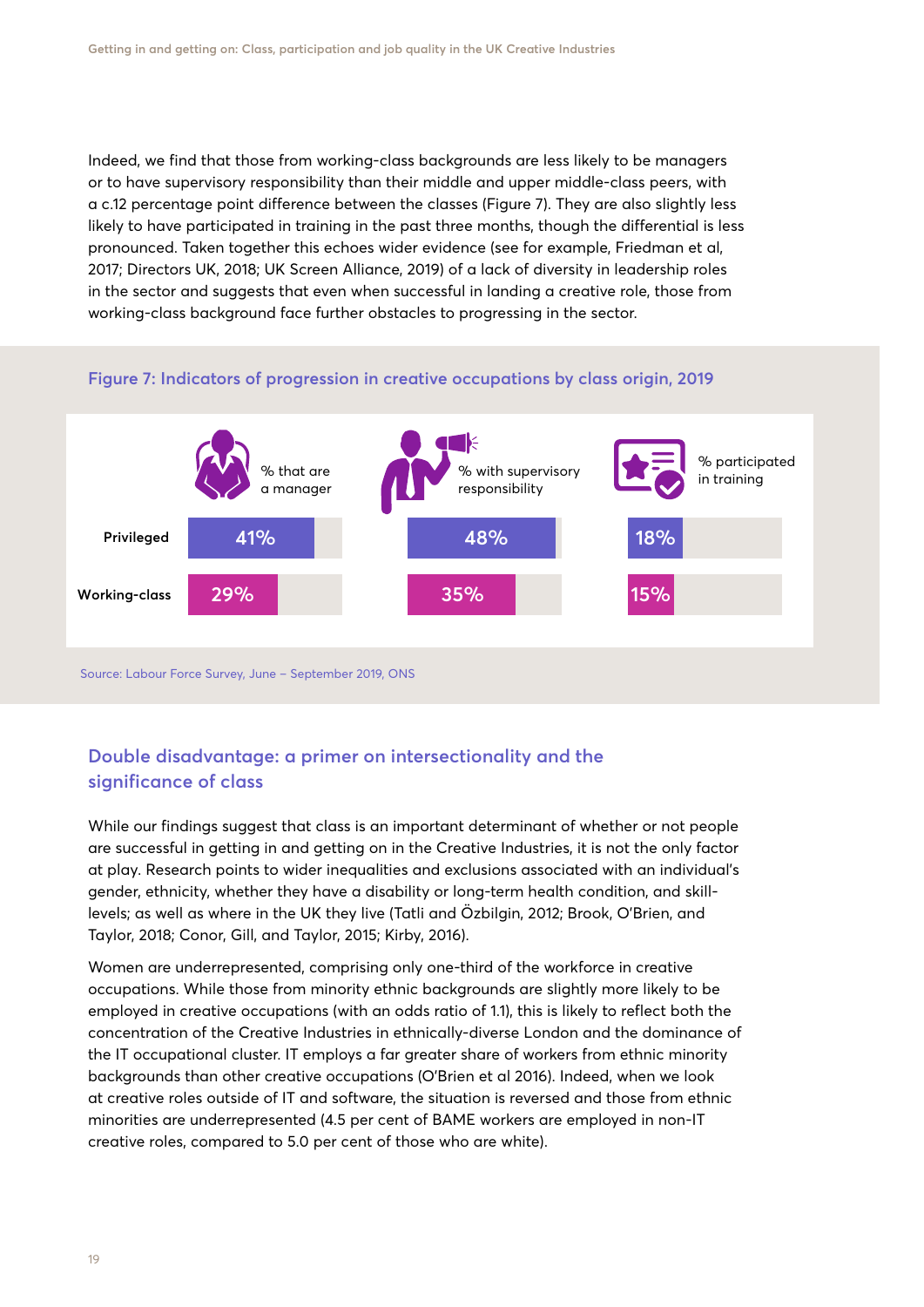Indeed, we find that those from working-class backgrounds are less likely to be managers or to have supervisory responsibility than their middle and upper middle-class peers, with a c.12 percentage point difference between the classes (Figure 7). They are also slightly less likely to have participated in training in the past three months, though the differential is less pronounced. Taken together this echoes wider evidence (see for example, Friedman et al, 2017; Directors UK, 2018; UK Screen Alliance, 2019) of a lack of diversity in leadership roles in the sector and suggests that even when successful in landing a creative role, those from working-class background face further obstacles to progressing in the sector.

### Figure 7: Indicators of progression in creative occupations by class origin, 2019

| | % that are a manager | % with supervisory responsibility | % participated in training |
|---|---|---|---|
| Privileged | 41% | 48% | 18% |
| Working-class | 29% | 35% | 15% |

Source: Labour Force Survey, June – September 2019, ONS

## Double disadvantage: a primer on intersectionality and the significance of class

While our findings suggest that class is an important determinant of whether or not people are successful in getting in and getting on in the Creative Industries, it is not the only factor at play. Research points to wider inequalities and exclusions associated with an individual's gender, ethnicity, whether they have a disability or long-term health condition, and skill-levels; as well as where in the UK they live (Tatli and Özbilgin, 2012; Brook, O'Brien, and Taylor, 2018; Conor, Gill, and Taylor, 2015; Kirby, 2016).

Women are underrepresented, comprising only one-third of the workforce in creative occupations. While those from minority ethnic backgrounds are slightly more likely to be employed in creative occupations (with an odds ratio of 1.1), this is likely to reflect both the concentration of the Creative Industries in ethnically-diverse London and the dominance of the IT occupational cluster. IT employs a far greater share of workers from ethnic minority backgrounds than other creative occupations (O'Brien et al 2016). Indeed, when we look at creative roles outside of IT and software, the situation is reversed and those from ethnic minorities are underrepresented (4.5 per cent of BAME workers are employed in non-IT creative roles, compared to 5.0 per cent of those who are white).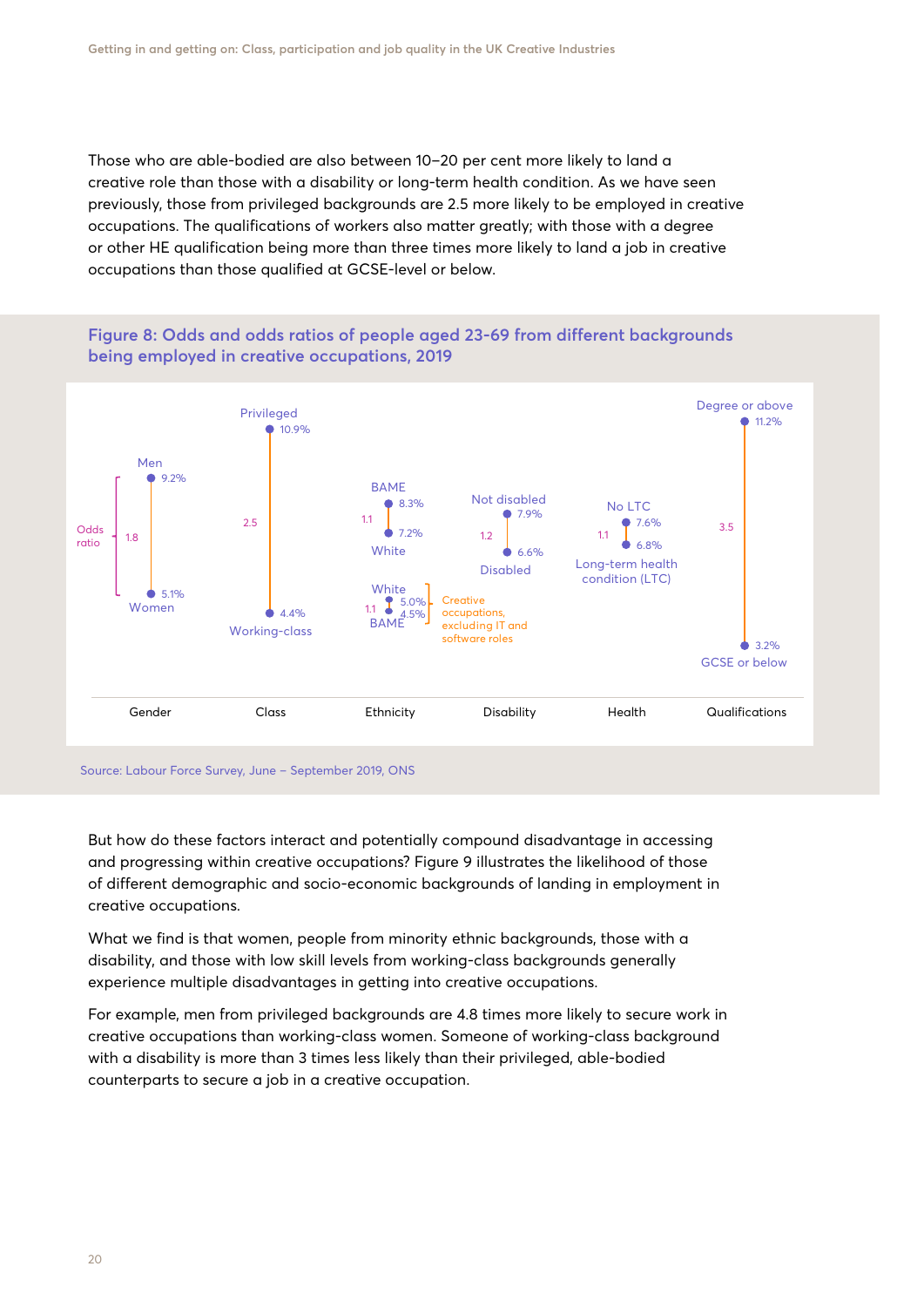Those who are able-bodied are also between 10–20 per cent more likely to land a creative role than those with a disability or long-term health condition. As we have seen previously, those from privileged backgrounds are 2.5 more likely to be employed in creative occupations. The qualifications of workers also matter greatly; with those with a degree or other HE qualification being more than three times more likely to land a job in creative occupations than those qualified at GCSE-level or below.

**Figure 8: Odds and odds ratios of people aged 23-69 from different backgrounds being employed in creative occupations, 2019**

| | Gender | Class | Ethnicity | Ethnicity (Creative occupations, excluding IT and software roles) | Disability | Health | Qualifications |
|---|---|---|---|---|---|---|---|
| Higher group | Men 9.2% | Privileged 10.9% | BAME 8.3% | White 5.0% | Not disabled 7.9% | No LTC 7.6% | Degree or above 11.2% |
| Lower group | Women 5.1% | Working-class 4.4% | White 7.2% | BAME 4.5% | Disabled 6.6% | Long-term health condition (LTC) 6.8% | GCSE or below 3.2% |
| Odds ratio | 1.8 | 2.5 | 1.1 | 1.1 | 1.2 | 1.1 | 3.5 |

Source: Labour Force Survey, June – September 2019, ONS

But how do these factors interact and potentially compound disadvantage in accessing and progressing within creative occupations? Figure 9 illustrates the likelihood of those of different demographic and socio-economic backgrounds of landing in employment in creative occupations.

What we find is that women, people from minority ethnic backgrounds, those with a disability, and those with low skill levels from working-class backgrounds generally experience multiple disadvantages in getting into creative occupations.

For example, men from privileged backgrounds are 4.8 times more likely to secure work in creative occupations than working-class women. Someone of working-class background with a disability is more than 3 times less likely than their privileged, able-bodied counterparts to secure a job in a creative occupation.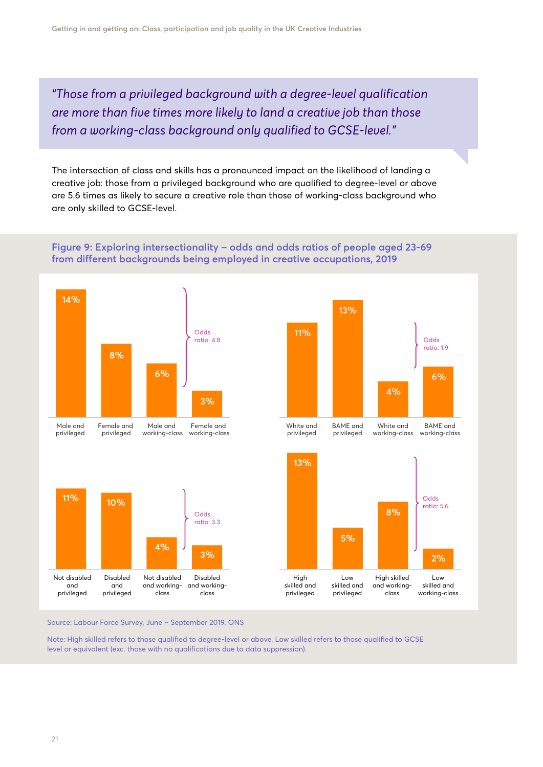> *"Those from a privileged background with a degree-level qualification are more than five times more likely to land a creative job than those from a working-class background only qualified to GCSE-level."*

The intersection of class and skills has a pronounced impact on the likelihood of landing a creative job: those from a privileged background who are qualified to degree-level or above are 5.6 times as likely to secure a creative role than those of working-class background who are only skilled to GCSE-level.

### Figure 9: Exploring intersectionality – odds and odds ratios of people aged 23-69 from different backgrounds being employed in creative occupations, 2019

| Group | Percentage |
|---|---|
| Male and privileged | 14% |
| Female and privileged | 8% |
| Male and working-class | 6% |
| Female and working-class | 3% |

Odds ratio: 4.8

| Group | Percentage |
|---|---|
| White and privileged | 11% |
| BAME and privileged | 13% |
| White and working-class | 4% |
| BAME and working-class | 6% |

Odds ratio: 1.9

| Group | Percentage |
|---|---|
| Not disabled and privileged | 11% |
| Disabled and privileged | 10% |
| Not disabled and working-class | 4% |
| Disabled and working-class | 3% |

Odds ratio: 3.3

| Group | Percentage |
|---|---|
| High skilled and privileged | 13% |
| Low skilled and privileged | 5% |
| High skilled and working-class | 8% |
| Low skilled and working-class | 2% |

Odds ratio: 5.6

Source: Labour Force Survey, June – September 2019, ONS

Note: High skilled refers to those qualified to degree-level or above. Low skilled refers to those qualified to GCSE level or equivalent (exc. those with no qualifications due to data suppression).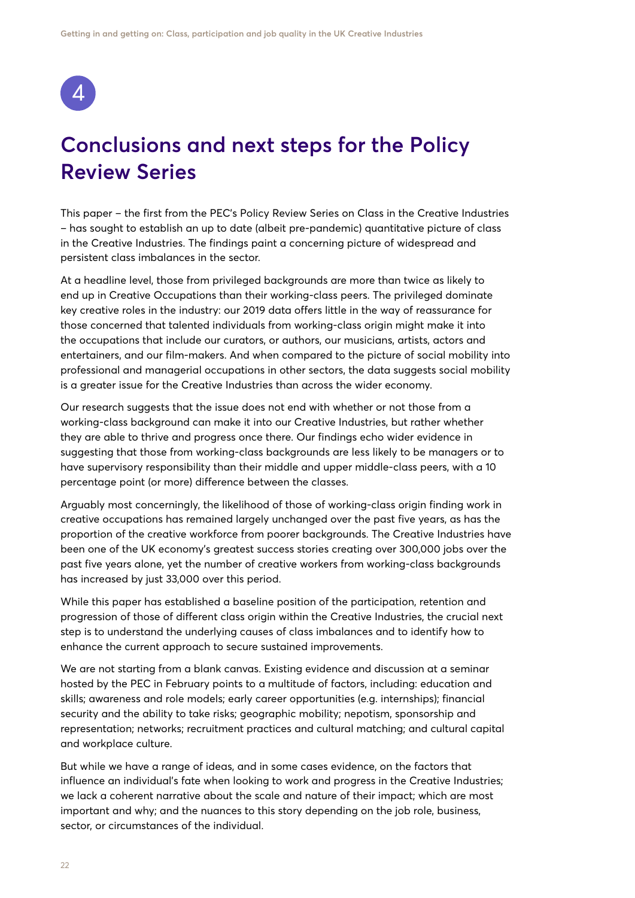4

# Conclusions and next steps for the Policy Review Series

This paper – the first from the PEC's Policy Review Series on Class in the Creative Industries – has sought to establish an up to date (albeit pre-pandemic) quantitative picture of class in the Creative Industries. The findings paint a concerning picture of widespread and persistent class imbalances in the sector.

At a headline level, those from privileged backgrounds are more than twice as likely to end up in Creative Occupations than their working-class peers. The privileged dominate key creative roles in the industry: our 2019 data offers little in the way of reassurance for those concerned that talented individuals from working-class origin might make it into the occupations that include our curators, or authors, our musicians, artists, actors and entertainers, and our film-makers. And when compared to the picture of social mobility into professional and managerial occupations in other sectors, the data suggests social mobility is a greater issue for the Creative Industries than across the wider economy.

Our research suggests that the issue does not end with whether or not those from a working-class background can make it into our Creative Industries, but rather whether they are able to thrive and progress once there. Our findings echo wider evidence in suggesting that those from working-class backgrounds are less likely to be managers or to have supervisory responsibility than their middle and upper middle-class peers, with a 10 percentage point (or more) difference between the classes.

Arguably most concerningly, the likelihood of those of working-class origin finding work in creative occupations has remained largely unchanged over the past five years, as has the proportion of the creative workforce from poorer backgrounds. The Creative Industries have been one of the UK economy's greatest success stories creating over 300,000 jobs over the past five years alone, yet the number of creative workers from working-class backgrounds has increased by just 33,000 over this period.

While this paper has established a baseline position of the participation, retention and progression of those of different class origin within the Creative Industries, the crucial next step is to understand the underlying causes of class imbalances and to identify how to enhance the current approach to secure sustained improvements.

We are not starting from a blank canvas. Existing evidence and discussion at a seminar hosted by the PEC in February points to a multitude of factors, including: education and skills; awareness and role models; early career opportunities (e.g. internships); financial security and the ability to take risks; geographic mobility; nepotism, sponsorship and representation; networks; recruitment practices and cultural matching; and cultural capital and workplace culture.

But while we have a range of ideas, and in some cases evidence, on the factors that influence an individual's fate when looking to work and progress in the Creative Industries; we lack a coherent narrative about the scale and nature of their impact; which are most important and why; and the nuances to this story depending on the job role, business, sector, or circumstances of the individual.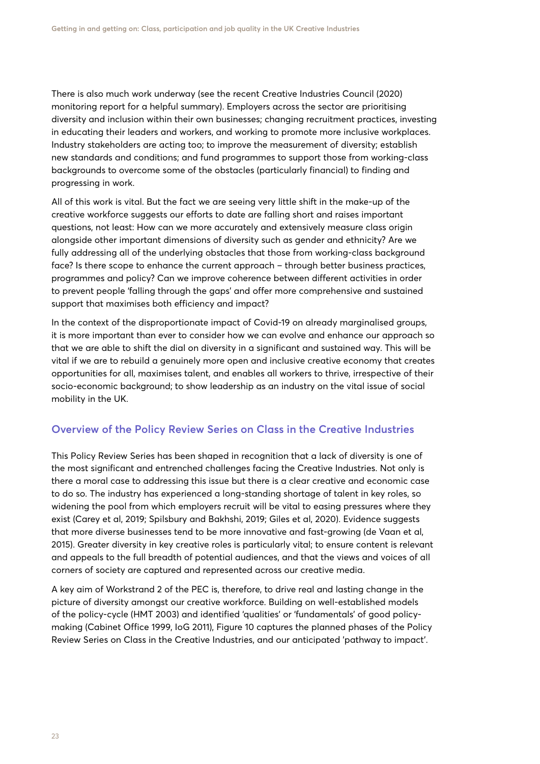There is also much work underway (see the recent Creative Industries Council (2020) monitoring report for a helpful summary). Employers across the sector are prioritising diversity and inclusion within their own businesses; changing recruitment practices, investing in educating their leaders and workers, and working to promote more inclusive workplaces. Industry stakeholders are acting too; to improve the measurement of diversity; establish new standards and conditions; and fund programmes to support those from working-class backgrounds to overcome some of the obstacles (particularly financial) to finding and progressing in work.

All of this work is vital. But the fact we are seeing very little shift in the make-up of the creative workforce suggests our efforts to date are falling short and raises important questions, not least: How can we more accurately and extensively measure class origin alongside other important dimensions of diversity such as gender and ethnicity? Are we fully addressing all of the underlying obstacles that those from working-class background face? Is there scope to enhance the current approach – through better business practices, programmes and policy? Can we improve coherence between different activities in order to prevent people 'falling through the gaps' and offer more comprehensive and sustained support that maximises both efficiency and impact?

In the context of the disproportionate impact of Covid-19 on already marginalised groups, it is more important than ever to consider how we can evolve and enhance our approach so that we are able to shift the dial on diversity in a significant and sustained way. This will be vital if we are to rebuild a genuinely more open and inclusive creative economy that creates opportunities for all, maximises talent, and enables all workers to thrive, irrespective of their socio-economic background; to show leadership as an industry on the vital issue of social mobility in the UK.

## Overview of the Policy Review Series on Class in the Creative Industries

This Policy Review Series has been shaped in recognition that a lack of diversity is one of the most significant and entrenched challenges facing the Creative Industries. Not only is there a moral case to addressing this issue but there is a clear creative and economic case to do so. The industry has experienced a long-standing shortage of talent in key roles, so widening the pool from which employers recruit will be vital to easing pressures where they exist (Carey et al, 2019; Spilsbury and Bakhshi, 2019; Giles et al, 2020). Evidence suggests that more diverse businesses tend to be more innovative and fast-growing (de Vaan et al, 2015). Greater diversity in key creative roles is particularly vital; to ensure content is relevant and appeals to the full breadth of potential audiences, and that the views and voices of all corners of society are captured and represented across our creative media.

A key aim of Workstrand 2 of the PEC is, therefore, to drive real and lasting change in the picture of diversity amongst our creative workforce. Building on well-established models of the policy-cycle (HMT 2003) and identified 'qualities' or 'fundamentals' of good policy-making (Cabinet Office 1999, IoG 2011), Figure 10 captures the planned phases of the Policy Review Series on Class in the Creative Industries, and our anticipated 'pathway to impact'.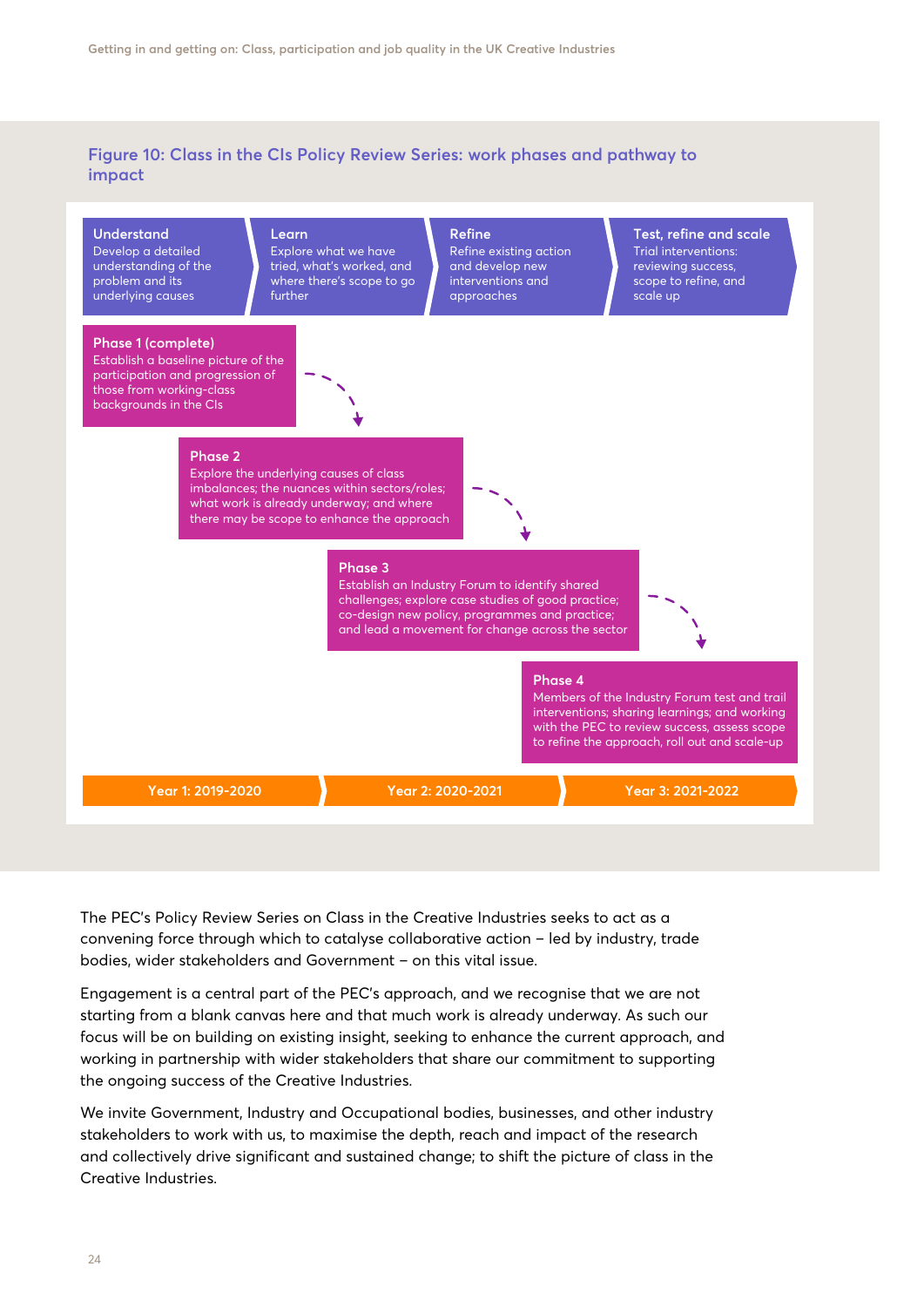**Figure 10: Class in the CIs Policy Review Series: work phases and pathway to impact**

**Understand**
Develop a detailed understanding of the problem and its underlying causes

**Learn**
Explore what we have tried, what's worked, and where there's scope to go further

**Refine**
Refine existing action and develop new interventions and approaches

**Test, refine and scale**
Trial interventions: reviewing success, scope to refine, and scale up

**Phase 1 (complete)**
Establish a baseline picture of the participation and progression of those from working-class backgrounds in the CIs

**Phase 2**
Explore the underlying causes of class imbalances; the nuances within sectors/roles; what work is already underway; and where there may be scope to enhance the approach

**Phase 3**
Establish an Industry Forum to identify shared challenges; explore case studies of good practice; co-design new policy, programmes and practice; and lead a movement for change across the sector

**Phase 4**
Members of the Industry Forum test and trail interventions; sharing learnings; and working with the PEC to review success, assess scope to refine the approach, roll out and scale-up

Year 1: 2019-2020 | Year 2: 2020-2021 | Year 3: 2021-2022

The PEC's Policy Review Series on Class in the Creative Industries seeks to act as a convening force through which to catalyse collaborative action – led by industry, trade bodies, wider stakeholders and Government – on this vital issue.

Engagement is a central part of the PEC's approach, and we recognise that we are not starting from a blank canvas here and that much work is already underway. As such our focus will be on building on existing insight, seeking to enhance the current approach, and working in partnership with wider stakeholders that share our commitment to supporting the ongoing success of the Creative Industries.

We invite Government, Industry and Occupational bodies, businesses, and other industry stakeholders to work with us, to maximise the depth, reach and impact of the research and collectively drive significant and sustained change; to shift the picture of class in the Creative Industries.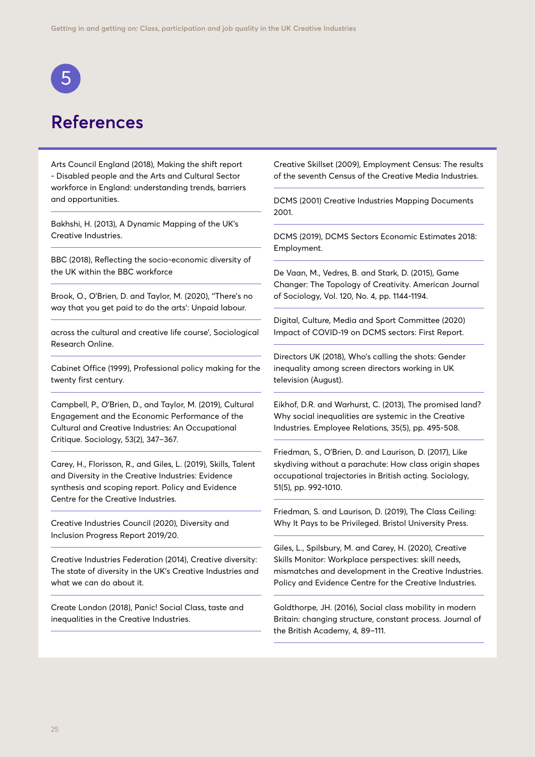# 5

# References

Arts Council England (2018), Making the shift report - Disabled people and the Arts and Cultural Sector workforce in England: understanding trends, barriers and opportunities.

Bakhshi, H. (2013), A Dynamic Mapping of the UK's Creative Industries.

BBC (2018), Reflecting the socio-economic diversity of the UK within the BBC workforce

Brook, O., O'Brien, D. and Taylor, M. (2020), "There's no way that you get paid to do the arts': Unpaid labour.

across the cultural and creative life course', Sociological Research Online.

Cabinet Office (1999), Professional policy making for the twenty first century.

Campbell, P., O'Brien, D., and Taylor, M. (2019), Cultural Engagement and the Economic Performance of the Cultural and Creative Industries: An Occupational Critique. Sociology, 53(2), 347–367.

Carey, H., Florisson, R., and Giles, L. (2019), Skills, Talent and Diversity in the Creative Industries: Evidence synthesis and scoping report. Policy and Evidence Centre for the Creative Industries.

Creative Industries Council (2020), Diversity and Inclusion Progress Report 2019/20.

Creative Industries Federation (2014), Creative diversity: The state of diversity in the UK's Creative Industries and what we can do about it.

Create London (2018), Panic! Social Class, taste and inequalities in the Creative Industries.

Creative Skillset (2009), Employment Census: The results of the seventh Census of the Creative Media Industries.

DCMS (2001) Creative Industries Mapping Documents 2001.

DCMS (2019), DCMS Sectors Economic Estimates 2018: Employment.

De Vaan, M., Vedres, B. and Stark, D. (2015), Game Changer: The Topology of Creativity. American Journal of Sociology, Vol. 120, No. 4, pp. 1144-1194.

Digital, Culture, Media and Sport Committee (2020) Impact of COVID-19 on DCMS sectors: First Report.

Directors UK (2018), Who's calling the shots: Gender inequality among screen directors working in UK television (August).

Eikhof, D.R. and Warhurst, C. (2013), The promised land? Why social inequalities are systemic in the Creative Industries. Employee Relations, 35(5), pp. 495-508.

Friedman, S., O'Brien, D. and Laurison, D. (2017), Like skydiving without a parachute: How class origin shapes occupational trajectories in British acting. Sociology, 51(5), pp. 992-1010.

Friedman, S. and Laurison, D. (2019), The Class Ceiling: Why It Pays to be Privileged. Bristol University Press.

Giles, L., Spilsbury, M. and Carey, H. (2020), Creative Skills Monitor: Workplace perspectives: skill needs, mismatches and development in the Creative Industries. Policy and Evidence Centre for the Creative Industries.

Goldthorpe, JH. (2016), Social class mobility in modern Britain: changing structure, constant process. Journal of the British Academy, 4, 89–111.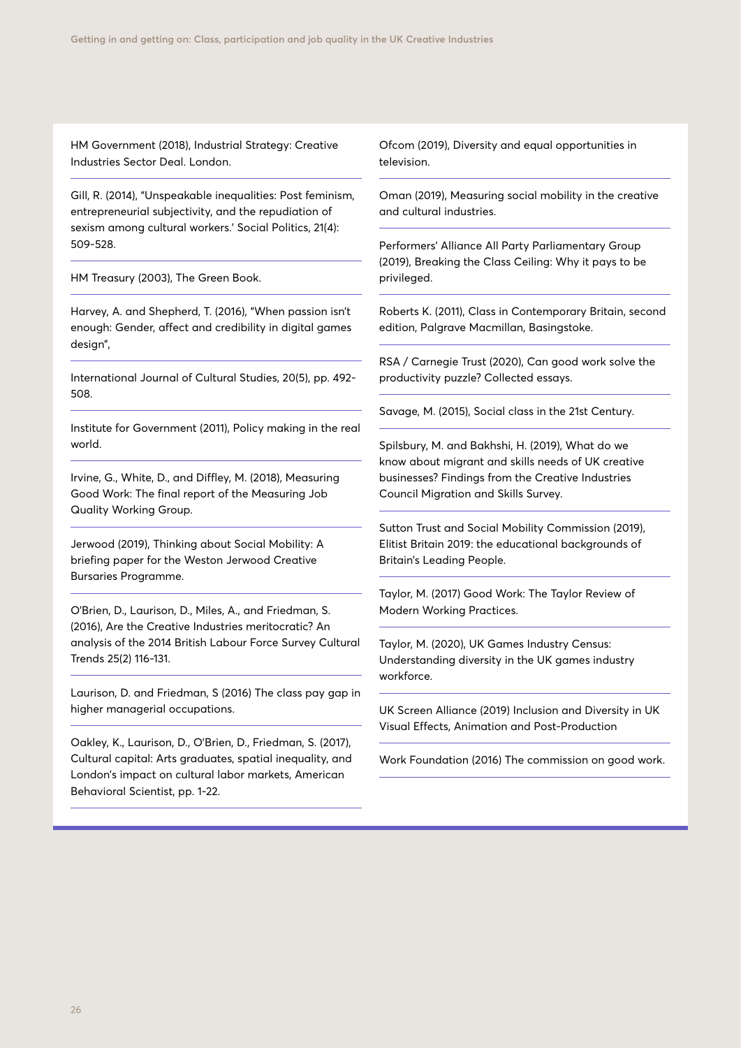HM Government (2018), Industrial Strategy: Creative Industries Sector Deal. London.

Gill, R. (2014), "Unspeakable inequalities: Post feminism, entrepreneurial subjectivity, and the repudiation of sexism among cultural workers.' Social Politics, 21(4): 509-528.

HM Treasury (2003), The Green Book.

Harvey, A. and Shepherd, T. (2016), "When passion isn't enough: Gender, affect and credibility in digital games design",

International Journal of Cultural Studies, 20(5), pp. 492-508.

Institute for Government (2011), Policy making in the real world.

Irvine, G., White, D., and Diffley, M. (2018), Measuring Good Work: The final report of the Measuring Job Quality Working Group.

Jerwood (2019), Thinking about Social Mobility: A briefing paper for the Weston Jerwood Creative Bursaries Programme.

O'Brien, D., Laurison, D., Miles, A., and Friedman, S. (2016), Are the Creative Industries meritocratic? An analysis of the 2014 British Labour Force Survey Cultural Trends 25(2) 116-131.

Laurison, D. and Friedman, S (2016) The class pay gap in higher managerial occupations.

Oakley, K., Laurison, D., O'Brien, D., Friedman, S. (2017), Cultural capital: Arts graduates, spatial inequality, and London's impact on cultural labor markets, American Behavioral Scientist, pp. 1-22.

Ofcom (2019), Diversity and equal opportunities in television.

Oman (2019), Measuring social mobility in the creative and cultural industries.

Performers' Alliance All Party Parliamentary Group (2019), Breaking the Class Ceiling: Why it pays to be privileged.

Roberts K. (2011), Class in Contemporary Britain, second edition, Palgrave Macmillan, Basingstoke.

RSA / Carnegie Trust (2020), Can good work solve the productivity puzzle? Collected essays.

Savage, M. (2015), Social class in the 21st Century.

Spilsbury, M. and Bakhshi, H. (2019), What do we know about migrant and skills needs of UK creative businesses? Findings from the Creative Industries Council Migration and Skills Survey.

Sutton Trust and Social Mobility Commission (2019), Elitist Britain 2019: the educational backgrounds of Britain's Leading People.

Taylor, M. (2017) Good Work: The Taylor Review of Modern Working Practices.

Taylor, M. (2020), UK Games Industry Census: Understanding diversity in the UK games industry workforce.

UK Screen Alliance (2019) Inclusion and Diversity in UK Visual Effects, Animation and Post-Production

Work Foundation (2016) The commission on good work.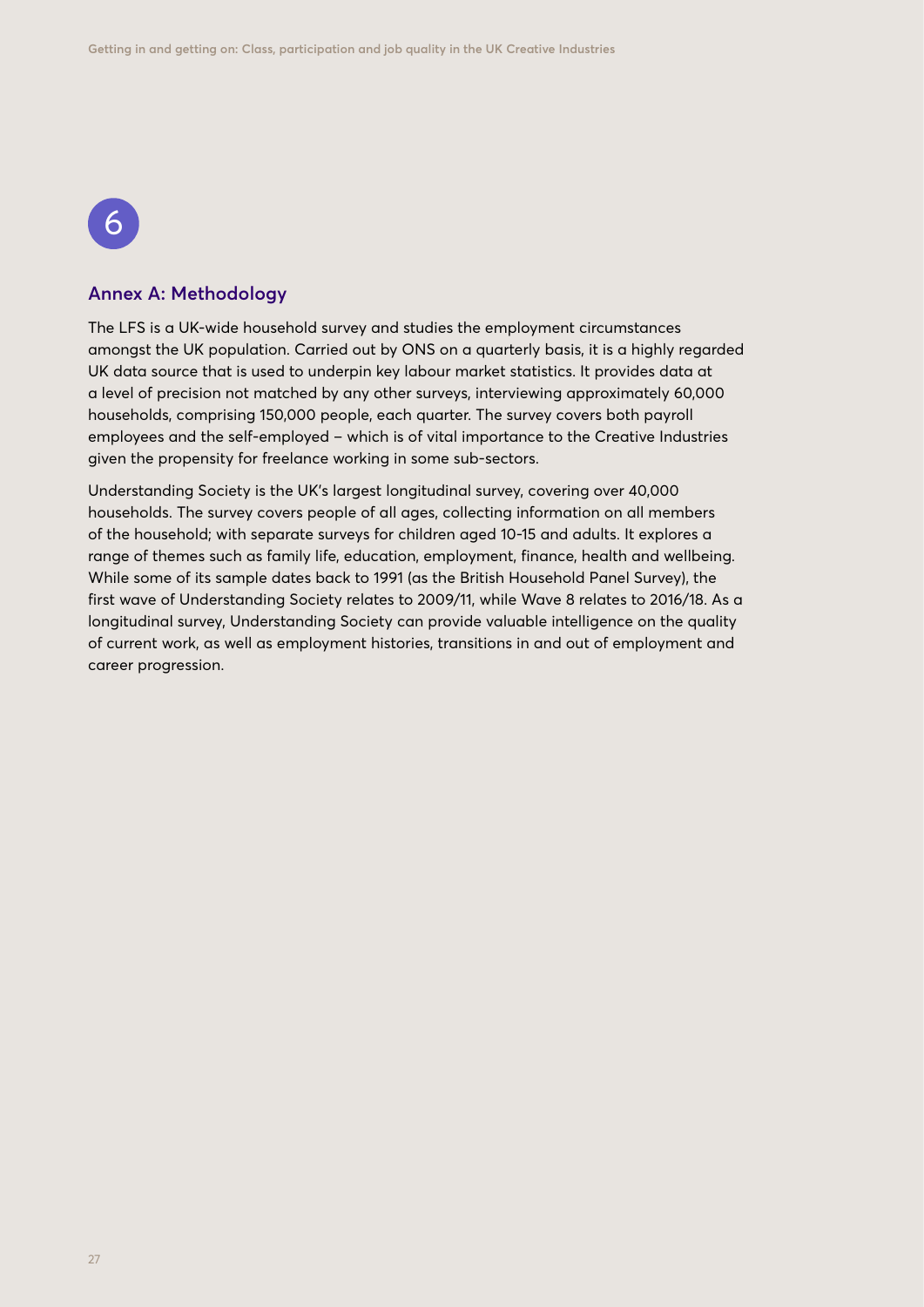6

## Annex A: Methodology

The LFS is a UK-wide household survey and studies the employment circumstances amongst the UK population. Carried out by ONS on a quarterly basis, it is a highly regarded UK data source that is used to underpin key labour market statistics. It provides data at a level of precision not matched by any other surveys, interviewing approximately 60,000 households, comprising 150,000 people, each quarter. The survey covers both payroll employees and the self-employed – which is of vital importance to the Creative Industries given the propensity for freelance working in some sub-sectors.

Understanding Society is the UK's largest longitudinal survey, covering over 40,000 households. The survey covers people of all ages, collecting information on all members of the household; with separate surveys for children aged 10-15 and adults. It explores a range of themes such as family life, education, employment, finance, health and wellbeing. While some of its sample dates back to 1991 (as the British Household Panel Survey), the first wave of Understanding Society relates to 2009/11, while Wave 8 relates to 2016/18. As a longitudinal survey, Understanding Society can provide valuable intelligence on the quality of current work, as well as employment histories, transitions in and out of employment and career progression.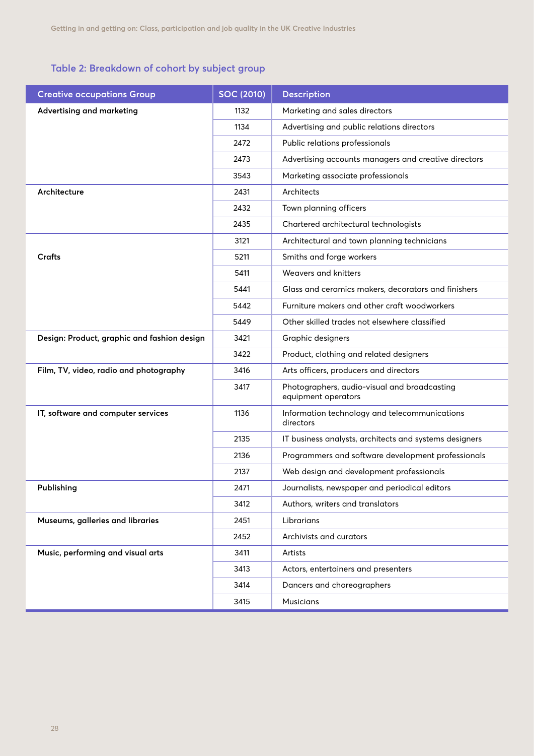### Table 2: Breakdown of cohort by subject group

| Creative occupations Group | SOC (2010) | Description |
|---|---|---|
| **Advertising and marketing** | 1132 | Marketing and sales directors |
| | 1134 | Advertising and public relations directors |
| | 2472 | Public relations professionals |
| | 2473 | Advertising accounts managers and creative directors |
| | 3543 | Marketing associate professionals |
| **Architecture** | 2431 | Architects |
| | 2432 | Town planning officers |
| | 2435 | Chartered architectural technologists |
| | 3121 | Architectural and town planning technicians |
| **Crafts** | 5211 | Smiths and forge workers |
| | 5411 | Weavers and knitters |
| | 5441 | Glass and ceramics makers, decorators and finishers |
| | 5442 | Furniture makers and other craft woodworkers |
| | 5449 | Other skilled trades not elsewhere classified |
| **Design: Product, graphic and fashion design** | 3421 | Graphic designers |
| | 3422 | Product, clothing and related designers |
| **Film, TV, video, radio and photography** | 3416 | Arts officers, producers and directors |
| | 3417 | Photographers, audio-visual and broadcasting equipment operators |
| **IT, software and computer services** | 1136 | Information technology and telecommunications directors |
| | 2135 | IT business analysts, architects and systems designers |
| | 2136 | Programmers and software development professionals |
| | 2137 | Web design and development professionals |
| **Publishing** | 2471 | Journalists, newspaper and periodical editors |
| | 3412 | Authors, writers and translators |
| **Museums, galleries and libraries** | 2451 | Librarians |
| | 2452 | Archivists and curators |
| **Music, performing and visual arts** | 3411 | Artists |
| | 3413 | Actors, entertainers and presenters |
| | 3414 | Dancers and choreographers |
| | 3415 | Musicians |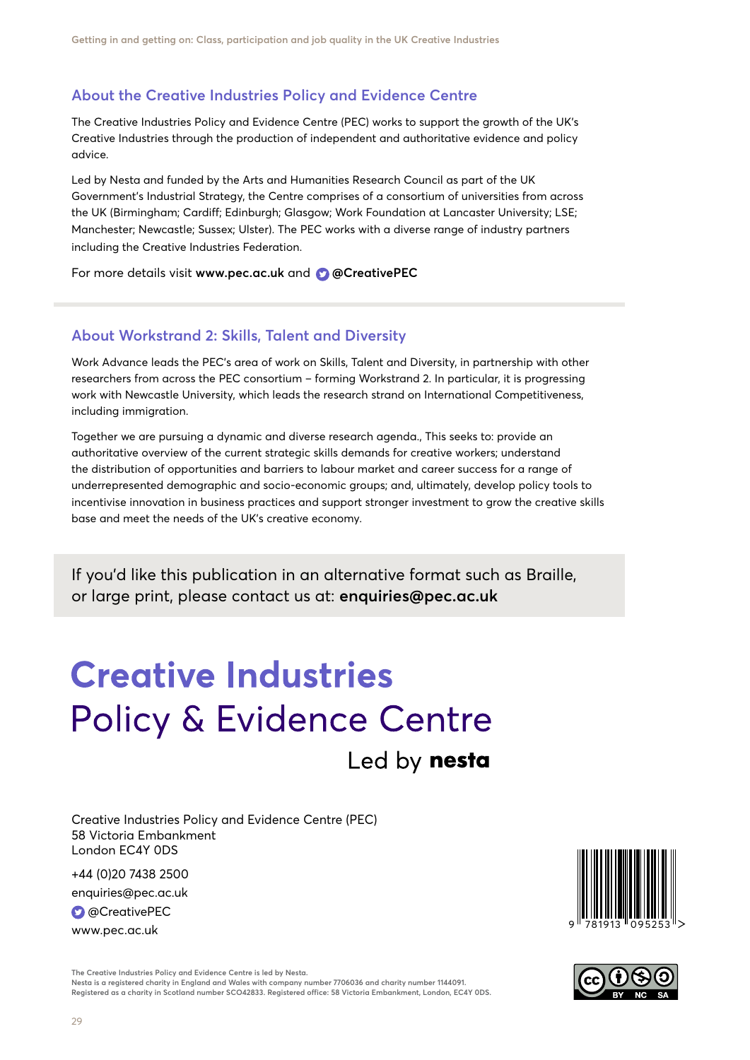## About the Creative Industries Policy and Evidence Centre

The Creative Industries Policy and Evidence Centre (PEC) works to support the growth of the UK's Creative Industries through the production of independent and authoritative evidence and policy advice.

Led by Nesta and funded by the Arts and Humanities Research Council as part of the UK Government's Industrial Strategy, the Centre comprises of a consortium of universities from across the UK (Birmingham; Cardiff; Edinburgh; Glasgow; Work Foundation at Lancaster University; LSE; Manchester; Newcastle; Sussex; Ulster). The PEC works with a diverse range of industry partners including the Creative Industries Federation.

For more details visit **www.pec.ac.uk** and **@CreativePEC**

## About Workstrand 2: Skills, Talent and Diversity

Work Advance leads the PEC's area of work on Skills, Talent and Diversity, in partnership with other researchers from across the PEC consortium – forming Workstrand 2. In particular, it is progressing work with Newcastle University, which leads the research strand on International Competitiveness, including immigration.

Together we are pursuing a dynamic and diverse research agenda., This seeks to: provide an authoritative overview of the current strategic skills demands for creative workers; understand the distribution of opportunities and barriers to labour market and career success for a range of underrepresented demographic and socio-economic groups; and, ultimately, develop policy tools to incentivise innovation in business practices and support stronger investment to grow the creative skills base and meet the needs of the UK's creative economy.

If you'd like this publication in an alternative format such as Braille, or large print, please contact us at: **enquiries@pec.ac.uk**

# Creative Industries Policy & Evidence Centre

Led by **nesta**

Creative Industries Policy and Evidence Centre (PEC)
58 Victoria Embankment
London EC4Y 0DS

+44 (0)20 7438 2500
enquiries@pec.ac.uk
@CreativePEC
www.pec.ac.uk

9 781913 095253

The Creative Industries Policy and Evidence Centre is led by Nesta.
Nesta is a registered charity in England and Wales with company number 7706036 and charity number 1144091.
Registered as a charity in Scotland number SCO42833. Registered office: 58 Victoria Embankment, London, EC4Y 0DS.